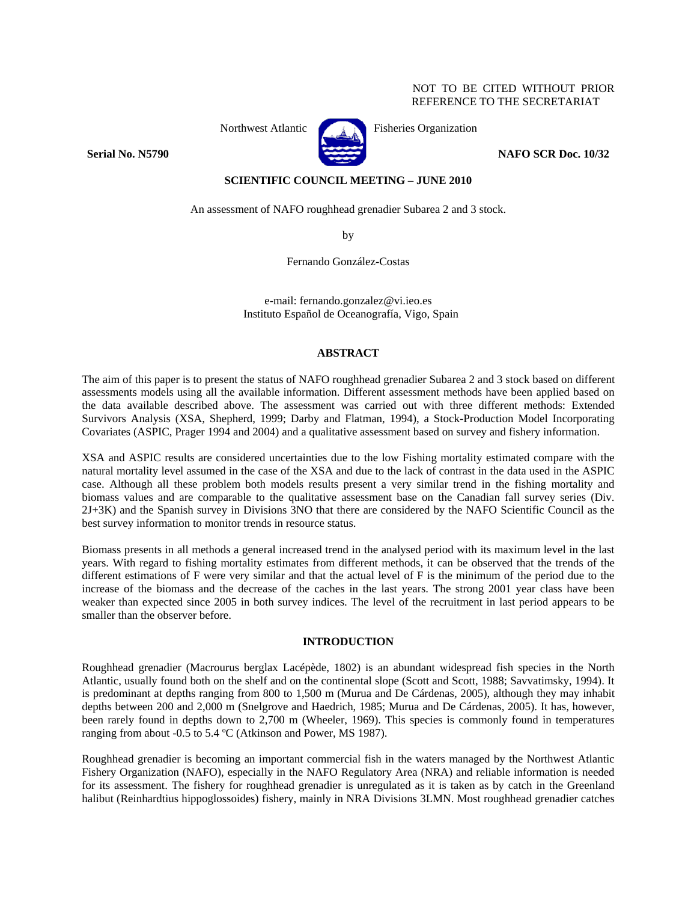NOT TO BE CITED WITHOUT PRIOR REFERENCE TO THE SECRETARIAT

Northwest Atlantic Fisheries Organization

**Serial No. N5790** **NAFO SCR Doc. 10/32**

**SCIENTIFIC COUNCIL MEETING – JUNE 2010**

An assessment of NAFO roughhead grenadier Subarea 2 and 3 stock.

by

Fernando González-Costas

e-mail: fernando.gonzalez@vi.ieo.es
Instituto Español de Oceanografía, Vigo, Spain

## ABSTRACT

The aim of this paper is to present the status of NAFO roughhead grenadier Subarea 2 and 3 stock based on different assessments models using all the available information. Different assessment methods have been applied based on the data available described above. The assessment was carried out with three different methods: Extended Survivors Analysis (XSA, Shepherd, 1999; Darby and Flatman, 1994), a Stock-Production Model Incorporating Covariates (ASPIC, Prager 1994 and 2004) and a qualitative assessment based on survey and fishery information.

XSA and ASPIC results are considered uncertainties due to the low Fishing mortality estimated compare with the natural mortality level assumed in the case of the XSA and due to the lack of contrast in the data used in the ASPIC case. Although all these problem both models results present a very similar trend in the fishing mortality and biomass values and are comparable to the qualitative assessment base on the Canadian fall survey series (Div. 2J+3K) and the Spanish survey in Divisions 3NO that there are considered by the NAFO Scientific Council as the best survey information to monitor trends in resource status.

Biomass presents in all methods a general increased trend in the analysed period with its maximum level in the last years. With regard to fishing mortality estimates from different methods, it can be observed that the trends of the different estimations of F were very similar and that the actual level of F is the minimum of the period due to the increase of the biomass and the decrease of the caches in the last years. The strong 2001 year class have been weaker than expected since 2005 in both survey indices. The level of the recruitment in last period appears to be smaller than the observer before.

## INTRODUCTION

Roughhead grenadier (Macrourus berglax Lacépède, 1802) is an abundant widespread fish species in the North Atlantic, usually found both on the shelf and on the continental slope (Scott and Scott, 1988; Savvatimsky, 1994). It is predominant at depths ranging from 800 to 1,500 m (Murua and De Cárdenas, 2005), although they may inhabit depths between 200 and 2,000 m (Snelgrove and Haedrich, 1985; Murua and De Cárdenas, 2005). It has, however, been rarely found in depths down to 2,700 m (Wheeler, 1969). This species is commonly found in temperatures ranging from about -0.5 to 5.4 ºC (Atkinson and Power, MS 1987).

Roughhead grenadier is becoming an important commercial fish in the waters managed by the Northwest Atlantic Fishery Organization (NAFO), especially in the NAFO Regulatory Area (NRA) and reliable information is needed for its assessment. The fishery for roughhead grenadier is unregulated as it is taken as by catch in the Greenland halibut (Reinhardtius hippoglossoides) fishery, mainly in NRA Divisions 3LMN. Most roughhead grenadier catches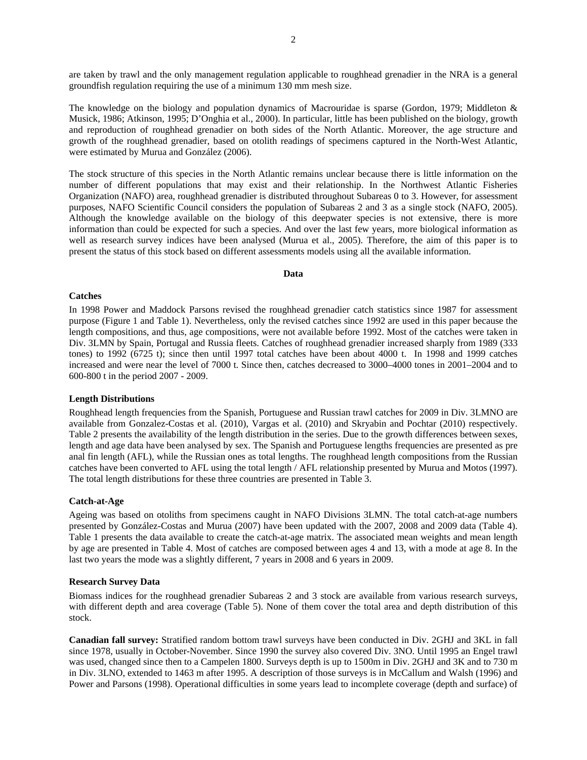are taken by trawl and the only management regulation applicable to roughhead grenadier in the NRA is a general groundfish regulation requiring the use of a minimum 130 mm mesh size.

The knowledge on the biology and population dynamics of Macrouridae is sparse (Gordon, 1979; Middleton & Musick, 1986; Atkinson, 1995; D'Onghia et al., 2000). In particular, little has been published on the biology, growth and reproduction of roughhead grenadier on both sides of the North Atlantic. Moreover, the age structure and growth of the roughhead grenadier, based on otolith readings of specimens captured in the North-West Atlantic, were estimated by Murua and González (2006).

The stock structure of this species in the North Atlantic remains unclear because there is little information on the number of different populations that may exist and their relationship. In the Northwest Atlantic Fisheries Organization (NAFO) area, roughhead grenadier is distributed throughout Subareas 0 to 3. However, for assessment purposes, NAFO Scientific Council considers the population of Subareas 2 and 3 as a single stock (NAFO, 2005). Although the knowledge available on the biology of this deepwater species is not extensive, there is more information than could be expected for such a species. And over the last few years, more biological information as well as research survey indices have been analysed (Murua et al., 2005). Therefore, the aim of this paper is to present the status of this stock based on different assessments models using all the available information.

## Data

### Catches

In 1998 Power and Maddock Parsons revised the roughhead grenadier catch statistics since 1987 for assessment purpose (Figure 1 and Table 1). Nevertheless, only the revised catches since 1992 are used in this paper because the length compositions, and thus, age compositions, were not available before 1992. Most of the catches were taken in Div. 3LMN by Spain, Portugal and Russia fleets. Catches of roughhead grenadier increased sharply from 1989 (333 tones) to 1992 (6725 t); since then until 1997 total catches have been about 4000 t. In 1998 and 1999 catches increased and were near the level of 7000 t. Since then, catches decreased to 3000–4000 tones in 2001–2004 and to 600-800 t in the period 2007 - 2009.

### Length Distributions

Roughhead length frequencies from the Spanish, Portuguese and Russian trawl catches for 2009 in Div. 3LMNO are available from Gonzalez-Costas et al. (2010), Vargas et al. (2010) and Skryabin and Pochtar (2010) respectively. Table 2 presents the availability of the length distribution in the series. Due to the growth differences between sexes, length and age data have been analysed by sex. The Spanish and Portuguese lengths frequencies are presented as pre anal fin length (AFL), while the Russian ones as total lengths. The roughhead length compositions from the Russian catches have been converted to AFL using the total length / AFL relationship presented by Murua and Motos (1997). The total length distributions for these three countries are presented in Table 3.

### Catch-at-Age

Ageing was based on otoliths from specimens caught in NAFO Divisions 3LMN. The total catch-at-age numbers presented by González-Costas and Murua (2007) have been updated with the 2007, 2008 and 2009 data (Table 4). Table 1 presents the data available to create the catch-at-age matrix. The associated mean weights and mean length by age are presented in Table 4. Most of catches are composed between ages 4 and 13, with a mode at age 8. In the last two years the mode was a slightly different, 7 years in 2008 and 6 years in 2009.

### Research Survey Data

Biomass indices for the roughhead grenadier Subareas 2 and 3 stock are available from various research surveys, with different depth and area coverage (Table 5). None of them cover the total area and depth distribution of this stock.

**Canadian fall survey:** Stratified random bottom trawl surveys have been conducted in Div. 2GHJ and 3KL in fall since 1978, usually in October-November. Since 1990 the survey also covered Div. 3NO. Until 1995 an Engel trawl was used, changed since then to a Campelen 1800. Surveys depth is up to 1500m in Div. 2GHJ and 3K and to 730 m in Div. 3LNO, extended to 1463 m after 1995. A description of those surveys is in McCallum and Walsh (1996) and Power and Parsons (1998). Operational difficulties in some years lead to incomplete coverage (depth and surface) of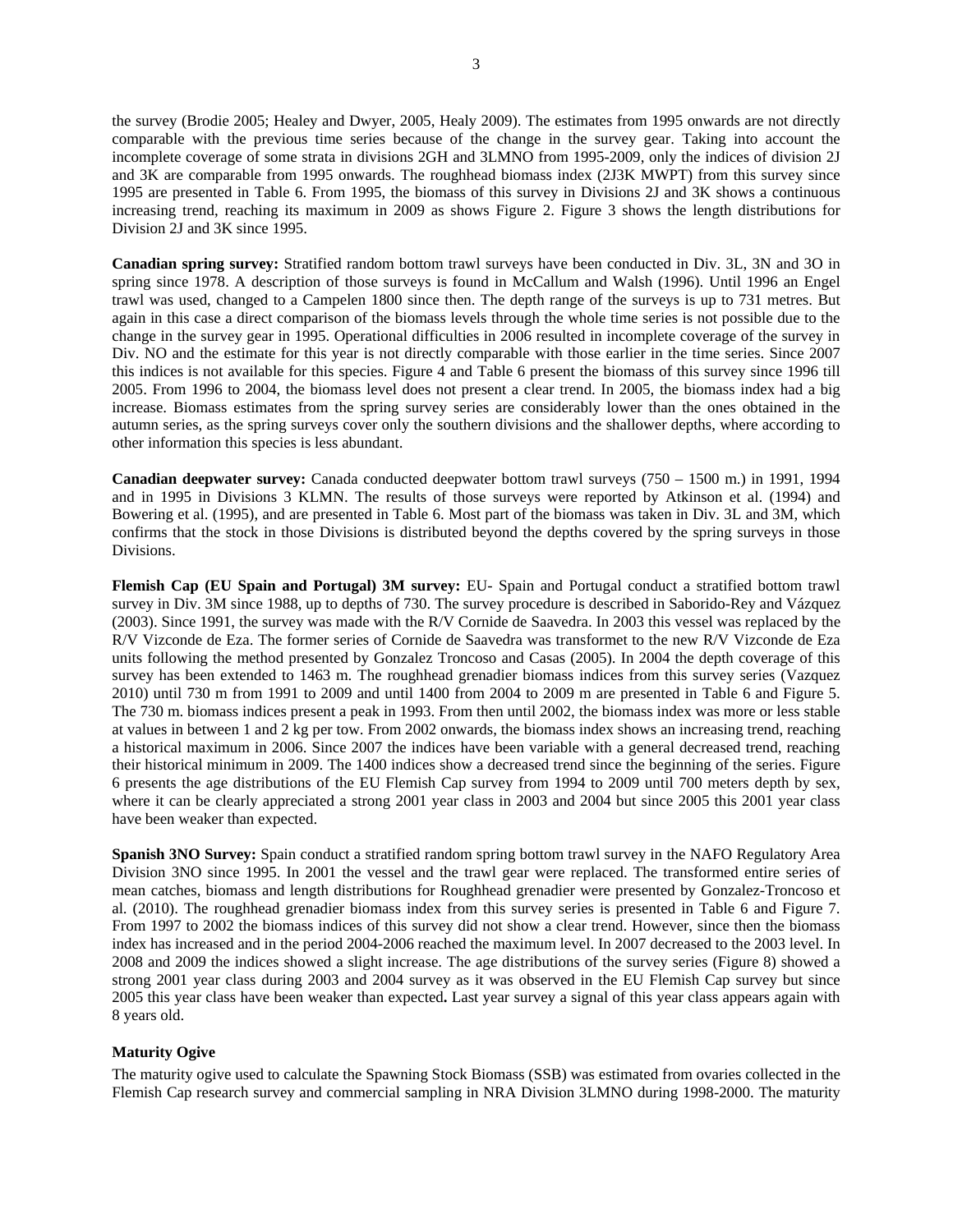the survey (Brodie 2005; Healey and Dwyer, 2005, Healy 2009). The estimates from 1995 onwards are not directly comparable with the previous time series because of the change in the survey gear. Taking into account the incomplete coverage of some strata in divisions 2GH and 3LMNO from 1995-2009, only the indices of division 2J and 3K are comparable from 1995 onwards. The roughhead biomass index (2J3K MWPT) from this survey since 1995 are presented in Table 6. From 1995, the biomass of this survey in Divisions 2J and 3K shows a continuous increasing trend, reaching its maximum in 2009 as shows Figure 2. Figure 3 shows the length distributions for Division 2J and 3K since 1995.

**Canadian spring survey:** Stratified random bottom trawl surveys have been conducted in Div. 3L, 3N and 3O in spring since 1978. A description of those surveys is found in McCallum and Walsh (1996). Until 1996 an Engel trawl was used, changed to a Campelen 1800 since then. The depth range of the surveys is up to 731 metres. But again in this case a direct comparison of the biomass levels through the whole time series is not possible due to the change in the survey gear in 1995. Operational difficulties in 2006 resulted in incomplete coverage of the survey in Div. NO and the estimate for this year is not directly comparable with those earlier in the time series. Since 2007 this indices is not available for this species. Figure 4 and Table 6 present the biomass of this survey since 1996 till 2005. From 1996 to 2004, the biomass level does not present a clear trend. In 2005, the biomass index had a big increase. Biomass estimates from the spring survey series are considerably lower than the ones obtained in the autumn series, as the spring surveys cover only the southern divisions and the shallower depths, where according to other information this species is less abundant.

**Canadian deepwater survey:** Canada conducted deepwater bottom trawl surveys (750 – 1500 m.) in 1991, 1994 and in 1995 in Divisions 3 KLMN. The results of those surveys were reported by Atkinson et al. (1994) and Bowering et al. (1995), and are presented in Table 6. Most part of the biomass was taken in Div. 3L and 3M, which confirms that the stock in those Divisions is distributed beyond the depths covered by the spring surveys in those Divisions.

**Flemish Cap (EU Spain and Portugal) 3M survey:** EU- Spain and Portugal conduct a stratified bottom trawl survey in Div. 3M since 1988, up to depths of 730. The survey procedure is described in Saborido-Rey and Vázquez (2003). Since 1991, the survey was made with the R/V Cornide de Saavedra. In 2003 this vessel was replaced by the R/V Vizconde de Eza. The former series of Cornide de Saavedra was transformet to the new R/V Vizconde de Eza units following the method presented by Gonzalez Troncoso and Casas (2005). In 2004 the depth coverage of this survey has been extended to 1463 m. The roughhead grenadier biomass indices from this survey series (Vazquez 2010) until 730 m from 1991 to 2009 and until 1400 from 2004 to 2009 m are presented in Table 6 and Figure 5. The 730 m. biomass indices present a peak in 1993. From then until 2002, the biomass index was more or less stable at values in between 1 and 2 kg per tow. From 2002 onwards, the biomass index shows an increasing trend, reaching a historical maximum in 2006. Since 2007 the indices have been variable with a general decreased trend, reaching their historical minimum in 2009. The 1400 indices show a decreased trend since the beginning of the series. Figure 6 presents the age distributions of the EU Flemish Cap survey from 1994 to 2009 until 700 meters depth by sex, where it can be clearly appreciated a strong 2001 year class in 2003 and 2004 but since 2005 this 2001 year class have been weaker than expected.

**Spanish 3NO Survey:** Spain conduct a stratified random spring bottom trawl survey in the NAFO Regulatory Area Division 3NO since 1995. In 2001 the vessel and the trawl gear were replaced. The transformed entire series of mean catches, biomass and length distributions for Roughhead grenadier were presented by Gonzalez-Troncoso et al. (2010). The roughhead grenadier biomass index from this survey series is presented in Table 6 and Figure 7. From 1997 to 2002 the biomass indices of this survey did not show a clear trend. However, since then the biomass index has increased and in the period 2004-2006 reached the maximum level. In 2007 decreased to the 2003 level. In 2008 and 2009 the indices showed a slight increase. The age distributions of the survey series (Figure 8) showed a strong 2001 year class during 2003 and 2004 survey as it was observed in the EU Flemish Cap survey but since 2005 this year class have been weaker than expected**.** Last year survey a signal of this year class appears again with 8 years old.

### Maturity Ogive

The maturity ogive used to calculate the Spawning Stock Biomass (SSB) was estimated from ovaries collected in the Flemish Cap research survey and commercial sampling in NRA Division 3LMNO during 1998-2000. The maturity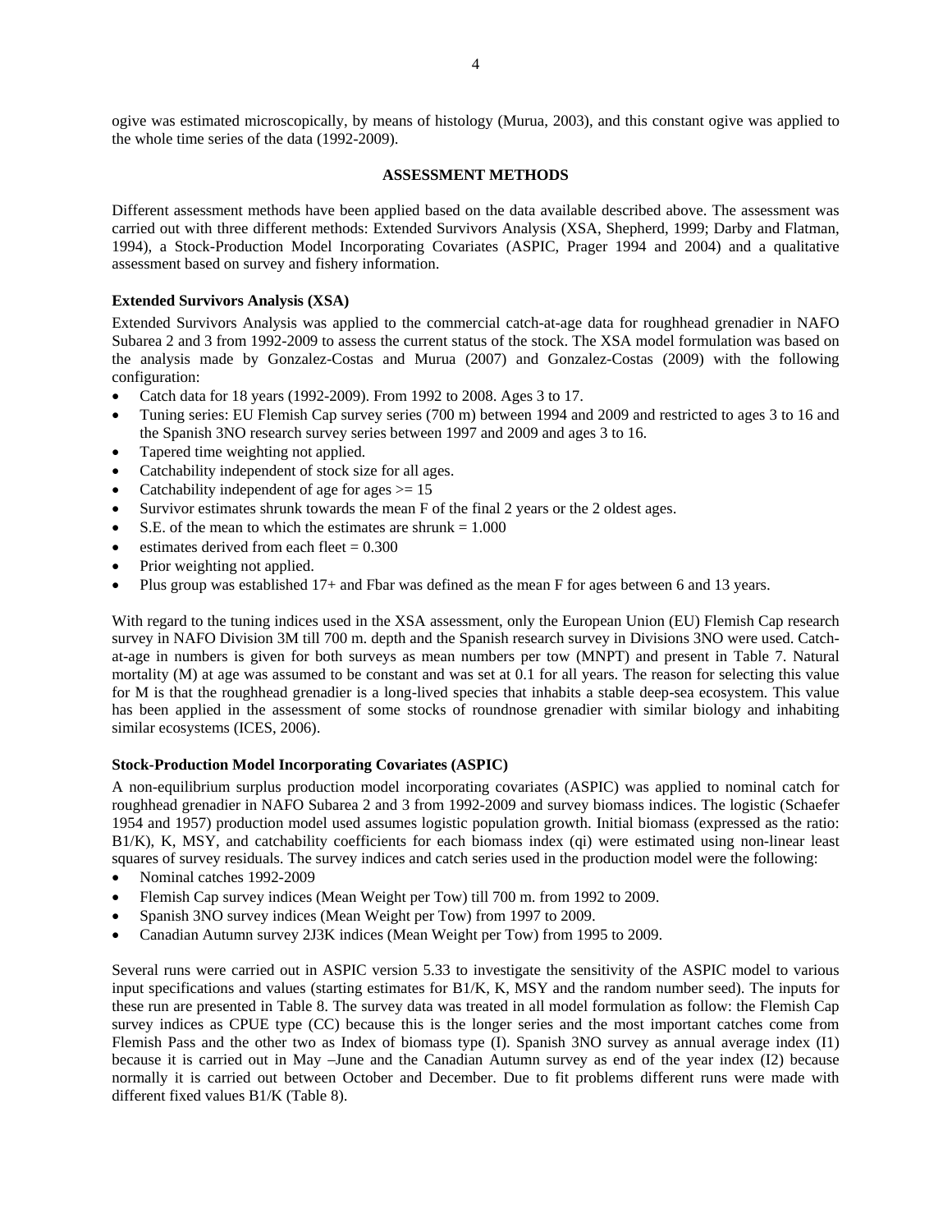ogive was estimated microscopically, by means of histology (Murua, 2003), and this constant ogive was applied to the whole time series of the data (1992-2009).

## ASSESSMENT METHODS

Different assessment methods have been applied based on the data available described above. The assessment was carried out with three different methods: Extended Survivors Analysis (XSA, Shepherd, 1999; Darby and Flatman, 1994), a Stock-Production Model Incorporating Covariates (ASPIC, Prager 1994 and 2004) and a qualitative assessment based on survey and fishery information.

### Extended Survivors Analysis (XSA)

Extended Survivors Analysis was applied to the commercial catch-at-age data for roughhead grenadier in NAFO Subarea 2 and 3 from 1992-2009 to assess the current status of the stock. The XSA model formulation was based on the analysis made by Gonzalez-Costas and Murua (2007) and Gonzalez-Costas (2009) with the following configuration:

- Catch data for 18 years (1992-2009). From 1992 to 2008. Ages 3 to 17.
- Tuning series: EU Flemish Cap survey series (700 m) between 1994 and 2009 and restricted to ages 3 to 16 and the Spanish 3NO research survey series between 1997 and 2009 and ages 3 to 16.
- Tapered time weighting not applied.
- Catchability independent of stock size for all ages.
- Catchability independent of age for ages >= 15
- Survivor estimates shrunk towards the mean F of the final 2 years or the 2 oldest ages.
- S.E. of the mean to which the estimates are shrunk = 1.000
- estimates derived from each fleet = 0.300
- Prior weighting not applied.
- Plus group was established 17+ and Fbar was defined as the mean F for ages between 6 and 13 years.

With regard to the tuning indices used in the XSA assessment, only the European Union (EU) Flemish Cap research survey in NAFO Division 3M till 700 m. depth and the Spanish research survey in Divisions 3NO were used. Catch-at-age in numbers is given for both surveys as mean numbers per tow (MNPT) and present in Table 7. Natural mortality (M) at age was assumed to be constant and was set at 0.1 for all years. The reason for selecting this value for M is that the roughhead grenadier is a long-lived species that inhabits a stable deep-sea ecosystem. This value has been applied in the assessment of some stocks of roundnose grenadier with similar biology and inhabiting similar ecosystems (ICES, 2006).

### Stock-Production Model Incorporating Covariates (ASPIC)

A non-equilibrium surplus production model incorporating covariates (ASPIC) was applied to nominal catch for roughhead grenadier in NAFO Subarea 2 and 3 from 1992-2009 and survey biomass indices. The logistic (Schaefer 1954 and 1957) production model used assumes logistic population growth. Initial biomass (expressed as the ratio: B1/K), K, MSY, and catchability coefficients for each biomass index (qi) were estimated using non-linear least squares of survey residuals. The survey indices and catch series used in the production model were the following:

- Nominal catches 1992-2009
- Flemish Cap survey indices (Mean Weight per Tow) till 700 m. from 1992 to 2009.
- Spanish 3NO survey indices (Mean Weight per Tow) from 1997 to 2009.
- Canadian Autumn survey 2J3K indices (Mean Weight per Tow) from 1995 to 2009.

Several runs were carried out in ASPIC version 5.33 to investigate the sensitivity of the ASPIC model to various input specifications and values (starting estimates for B1/K, K, MSY and the random number seed). The inputs for these run are presented in Table 8. The survey data was treated in all model formulation as follow: the Flemish Cap survey indices as CPUE type (CC) because this is the longer series and the most important catches come from Flemish Pass and the other two as Index of biomass type (I). Spanish 3NO survey as annual average index (I1) because it is carried out in May –June and the Canadian Autumn survey as end of the year index (I2) because normally it is carried out between October and December. Due to fit problems different runs were made with different fixed values B1/K (Table 8).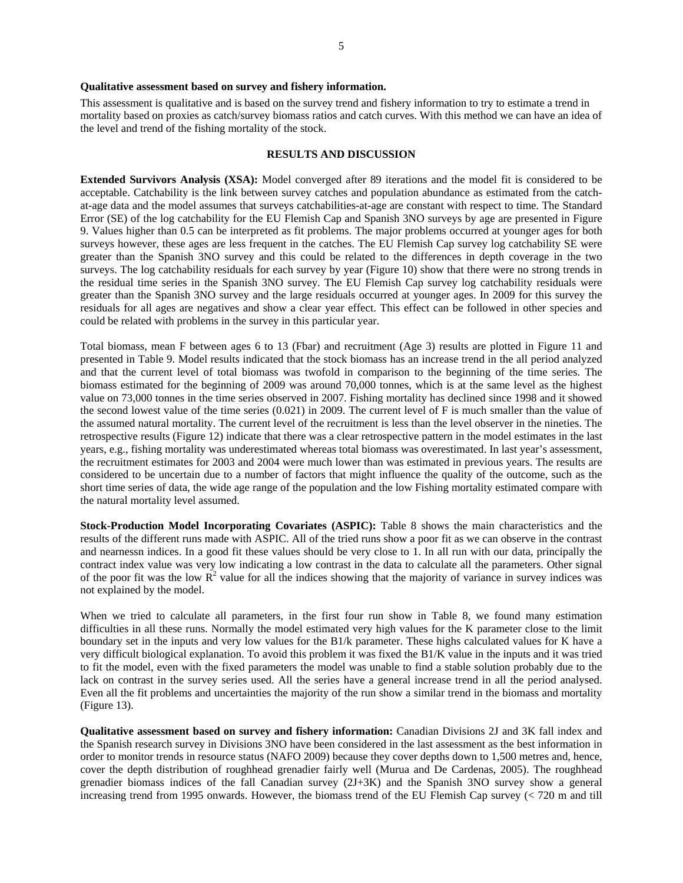**Qualitative assessment based on survey and fishery information.**

This assessment is qualitative and is based on the survey trend and fishery information to try to estimate a trend in mortality based on proxies as catch/survey biomass ratios and catch curves. With this method we can have an idea of the level and trend of the fishing mortality of the stock.

## RESULTS AND DISCUSSION

**Extended Survivors Analysis (XSA):** Model converged after 89 iterations and the model fit is considered to be acceptable. Catchability is the link between survey catches and population abundance as estimated from the catch-at-age data and the model assumes that surveys catchabilities-at-age are constant with respect to time. The Standard Error (SE) of the log catchability for the EU Flemish Cap and Spanish 3NO surveys by age are presented in Figure 9. Values higher than 0.5 can be interpreted as fit problems. The major problems occurred at younger ages for both surveys however, these ages are less frequent in the catches. The EU Flemish Cap survey log catchability SE were greater than the Spanish 3NO survey and this could be related to the differences in depth coverage in the two surveys. The log catchability residuals for each survey by year (Figure 10) show that there were no strong trends in the residual time series in the Spanish 3NO survey. The EU Flemish Cap survey log catchability residuals were greater than the Spanish 3NO survey and the large residuals occurred at younger ages. In 2009 for this survey the residuals for all ages are negatives and show a clear year effect. This effect can be followed in other species and could be related with problems in the survey in this particular year.

Total biomass, mean F between ages 6 to 13 (Fbar) and recruitment (Age 3) results are plotted in Figure 11 and presented in Table 9. Model results indicated that the stock biomass has an increase trend in the all period analyzed and that the current level of total biomass was twofold in comparison to the beginning of the time series. The biomass estimated for the beginning of 2009 was around 70,000 tonnes, which is at the same level as the highest value on 73,000 tonnes in the time series observed in 2007. Fishing mortality has declined since 1998 and it showed the second lowest value of the time series (0.021) in 2009. The current level of F is much smaller than the value of the assumed natural mortality. The current level of the recruitment is less than the level observer in the nineties. The retrospective results (Figure 12) indicate that there was a clear retrospective pattern in the model estimates in the last years, e.g., fishing mortality was underestimated whereas total biomass was overestimated. In last year's assessment, the recruitment estimates for 2003 and 2004 were much lower than was estimated in previous years. The results are considered to be uncertain due to a number of factors that might influence the quality of the outcome, such as the short time series of data, the wide age range of the population and the low Fishing mortality estimated compare with the natural mortality level assumed.

**Stock-Production Model Incorporating Covariates (ASPIC):** Table 8 shows the main characteristics and the results of the different runs made with ASPIC. All of the tried runs show a poor fit as we can observe in the contrast and nearnessn indices. In a good fit these values should be very close to 1. In all run with our data, principally the contract index value was very low indicating a low contrast in the data to calculate all the parameters. Other signal of the poor fit was the low $R^2$ value for all the indices showing that the majority of variance in survey indices was not explained by the model.

When we tried to calculate all parameters, in the first four run show in Table 8, we found many estimation difficulties in all these runs. Normally the model estimated very high values for the K parameter close to the limit boundary set in the inputs and very low values for the B1/k parameter. These highs calculated values for K have a very difficult biological explanation. To avoid this problem it was fixed the B1/K value in the inputs and it was tried to fit the model, even with the fixed parameters the model was unable to find a stable solution probably due to the lack on contrast in the survey series used. All the series have a general increase trend in all the period analysed. Even all the fit problems and uncertainties the majority of the run show a similar trend in the biomass and mortality (Figure 13).

**Qualitative assessment based on survey and fishery information:** Canadian Divisions 2J and 3K fall index and the Spanish research survey in Divisions 3NO have been considered in the last assessment as the best information in order to monitor trends in resource status (NAFO 2009) because they cover depths down to 1,500 metres and, hence, cover the depth distribution of roughhead grenadier fairly well (Murua and De Cardenas, 2005). The roughhead grenadier biomass indices of the fall Canadian survey (2J+3K) and the Spanish 3NO survey show a general increasing trend from 1995 onwards. However, the biomass trend of the EU Flemish Cap survey (< 720 m and till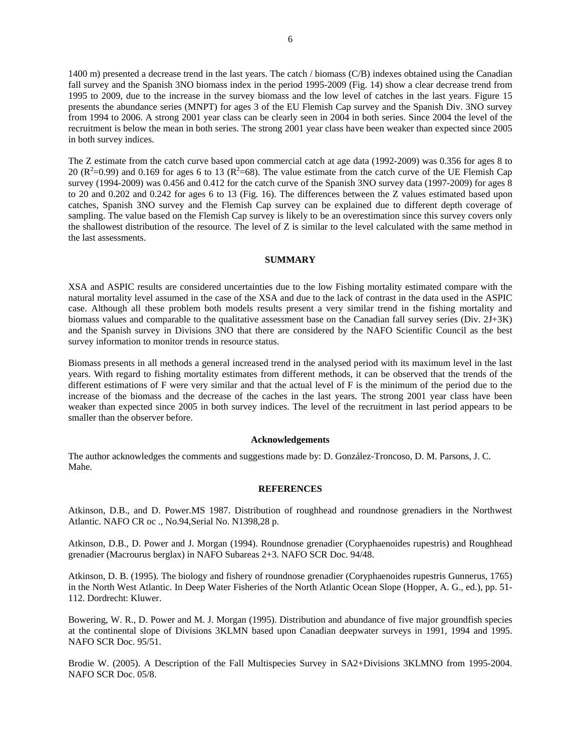1400 m) presented a decrease trend in the last years. The catch / biomass (C/B) indexes obtained using the Canadian fall survey and the Spanish 3NO biomass index in the period 1995-2009 (Fig. 14) show a clear decrease trend from 1995 to 2009, due to the increase in the survey biomass and the low level of catches in the last years. Figure 15 presents the abundance series (MNPT) for ages 3 of the EU Flemish Cap survey and the Spanish Div. 3NO survey from 1994 to 2006. A strong 2001 year class can be clearly seen in 2004 in both series. Since 2004 the level of the recruitment is below the mean in both series. The strong 2001 year class have been weaker than expected since 2005 in both survey indices.

The Z estimate from the catch curve based upon commercial catch at age data (1992-2009) was 0.356 for ages 8 to 20 ($R^2$=0.99) and 0.169 for ages 6 to 13 ($R^2$=68). The value estimate from the catch curve of the UE Flemish Cap survey (1994-2009) was 0.456 and 0.412 for the catch curve of the Spanish 3NO survey data (1997-2009) for ages 8 to 20 and 0.202 and 0.242 for ages 6 to 13 (Fig. 16). The differences between the Z values estimated based upon catches, Spanish 3NO survey and the Flemish Cap survey can be explained due to different depth coverage of sampling. The value based on the Flemish Cap survey is likely to be an overestimation since this survey covers only the shallowest distribution of the resource. The level of Z is similar to the level calculated with the same method in the last assessments.

## SUMMARY

XSA and ASPIC results are considered uncertainties due to the low Fishing mortality estimated compare with the natural mortality level assumed in the case of the XSA and due to the lack of contrast in the data used in the ASPIC case. Although all these problem both models results present a very similar trend in the fishing mortality and biomass values and comparable to the qualitative assessment base on the Canadian fall survey series (Div. 2J+3K) and the Spanish survey in Divisions 3NO that there are considered by the NAFO Scientific Council as the best survey information to monitor trends in resource status.

Biomass presents in all methods a general increased trend in the analysed period with its maximum level in the last years. With regard to fishing mortality estimates from different methods, it can be observed that the trends of the different estimations of F were very similar and that the actual level of F is the minimum of the period due to the increase of the biomass and the decrease of the caches in the last years. The strong 2001 year class have been weaker than expected since 2005 in both survey indices. The level of the recruitment in last period appears to be smaller than the observer before.

### Acknowledgements

The author acknowledges the comments and suggestions made by: D. González-Troncoso, D. M. Parsons, J. C. Mahe.

## REFERENCES

Atkinson, D.B., and D. Power.MS 1987. Distribution of roughhead and roundnose grenadiers in the Northwest Atlantic. NAFO CR oc ., No.94,Serial No. N1398,28 p.

Atkinson, D.B., D. Power and J. Morgan (1994). Roundnose grenadier (Coryphaenoides rupestris) and Roughhead grenadier (Macrourus berglax) in NAFO Subareas 2+3. NAFO SCR Doc. 94/48.

Atkinson, D. B. (1995). The biology and fishery of roundnose grenadier (Coryphaenoides rupestris Gunnerus, 1765) in the North West Atlantic. In Deep Water Fisheries of the North Atlantic Ocean Slope (Hopper, A. G., ed.), pp. 51-112. Dordrecht: Kluwer.

Bowering, W. R., D. Power and M. J. Morgan (1995). Distribution and abundance of five major groundfish species at the continental slope of Divisions 3KLMN based upon Canadian deepwater surveys in 1991, 1994 and 1995. NAFO SCR Doc. 95/51.

Brodie W. (2005). A Description of the Fall Multispecies Survey in SA2+Divisions 3KLMNO from 1995-2004. NAFO SCR Doc. 05/8.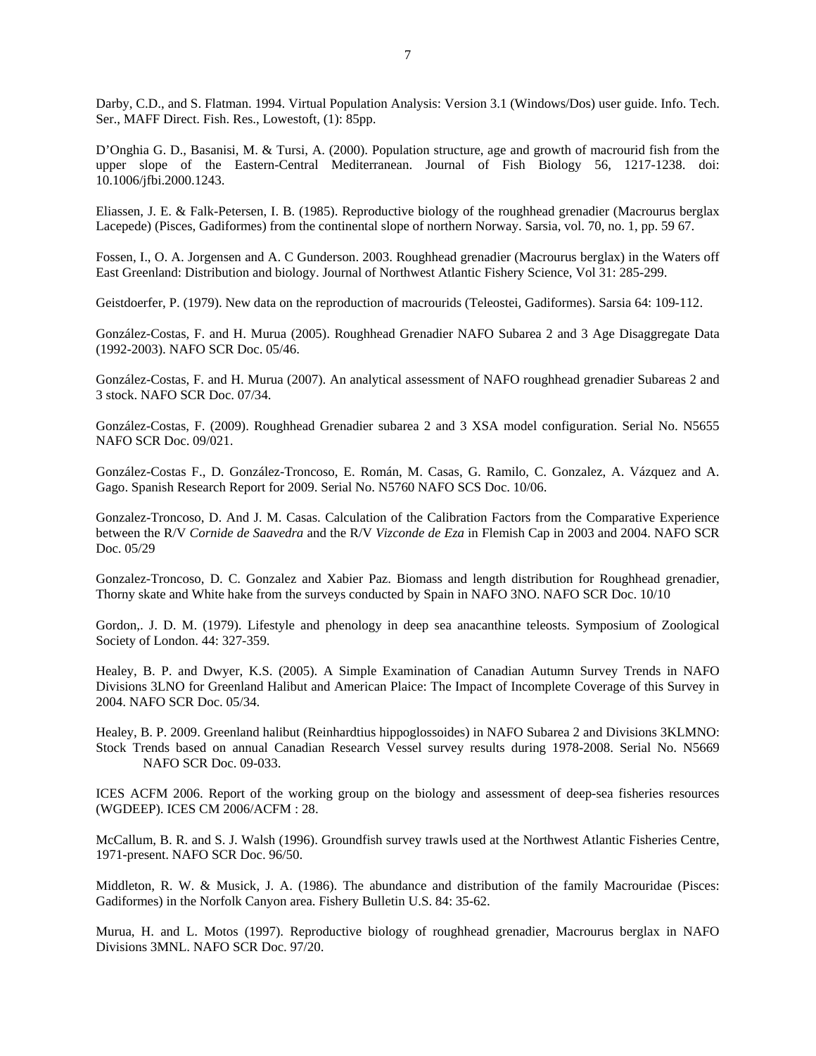Darby, C.D., and S. Flatman. 1994. Virtual Population Analysis: Version 3.1 (Windows/Dos) user guide. Info. Tech. Ser., MAFF Direct. Fish. Res., Lowestoft, (1): 85pp.

D'Onghia G. D., Basanisi, M. & Tursi, A. (2000). Population structure, age and growth of macrourid fish from the upper slope of the Eastern-Central Mediterranean. Journal of Fish Biology 56, 1217-1238. doi: 10.1006/jfbi.2000.1243.

Eliassen, J. E. & Falk-Petersen, I. B. (1985). Reproductive biology of the roughhead grenadier (Macrourus berglax Lacepede) (Pisces, Gadiformes) from the continental slope of northern Norway. Sarsia, vol. 70, no. 1, pp. 59 67.

Fossen, I., O. A. Jorgensen and A. C Gunderson. 2003. Roughhead grenadier (Macrourus berglax) in the Waters off East Greenland: Distribution and biology. Journal of Northwest Atlantic Fishery Science, Vol 31: 285-299.

Geistdoerfer, P. (1979). New data on the reproduction of macrourids (Teleostei, Gadiformes). Sarsia 64: 109-112.

González-Costas, F. and H. Murua (2005). Roughhead Grenadier NAFO Subarea 2 and 3 Age Disaggregate Data (1992-2003). NAFO SCR Doc. 05/46.

González-Costas, F. and H. Murua (2007). An analytical assessment of NAFO roughhead grenadier Subareas 2 and 3 stock. NAFO SCR Doc. 07/34.

González-Costas, F. (2009). Roughhead Grenadier subarea 2 and 3 XSA model configuration. Serial No. N5655 NAFO SCR Doc. 09/021.

González-Costas F., D. González-Troncoso, E. Román, M. Casas, G. Ramilo, C. Gonzalez, A. Vázquez and A. Gago. Spanish Research Report for 2009. Serial No. N5760 NAFO SCS Doc. 10/06.

Gonzalez-Troncoso, D. And J. M. Casas. Calculation of the Calibration Factors from the Comparative Experience between the R/V *Cornide de Saavedra* and the R/V *Vizconde de Eza* in Flemish Cap in 2003 and 2004. NAFO SCR Doc. 05/29

Gonzalez-Troncoso, D. C. Gonzalez and Xabier Paz. Biomass and length distribution for Roughhead grenadier, Thorny skate and White hake from the surveys conducted by Spain in NAFO 3NO. NAFO SCR Doc. 10/10

Gordon,. J. D. M. (1979). Lifestyle and phenology in deep sea anacanthine teleosts. Symposium of Zoological Society of London. 44: 327-359.

Healey, B. P. and Dwyer, K.S. (2005). A Simple Examination of Canadian Autumn Survey Trends in NAFO Divisions 3LNO for Greenland Halibut and American Plaice: The Impact of Incomplete Coverage of this Survey in 2004. NAFO SCR Doc. 05/34.

Healey, B. P. 2009. Greenland halibut (Reinhardtius hippoglossoides) in NAFO Subarea 2 and Divisions 3KLMNO: Stock Trends based on annual Canadian Research Vessel survey results during 1978-2008. Serial No. N5669 NAFO SCR Doc. 09-033.

ICES ACFM 2006. Report of the working group on the biology and assessment of deep-sea fisheries resources (WGDEEP). ICES CM 2006/ACFM : 28.

McCallum, B. R. and S. J. Walsh (1996). Groundfish survey trawls used at the Northwest Atlantic Fisheries Centre, 1971-present. NAFO SCR Doc. 96/50.

Middleton, R. W. & Musick, J. A. (1986). The abundance and distribution of the family Macrouridae (Pisces: Gadiformes) in the Norfolk Canyon area. Fishery Bulletin U.S. 84: 35-62.

Murua, H. and L. Motos (1997). Reproductive biology of roughhead grenadier, Macrourus berglax in NAFO Divisions 3MNL. NAFO SCR Doc. 97/20.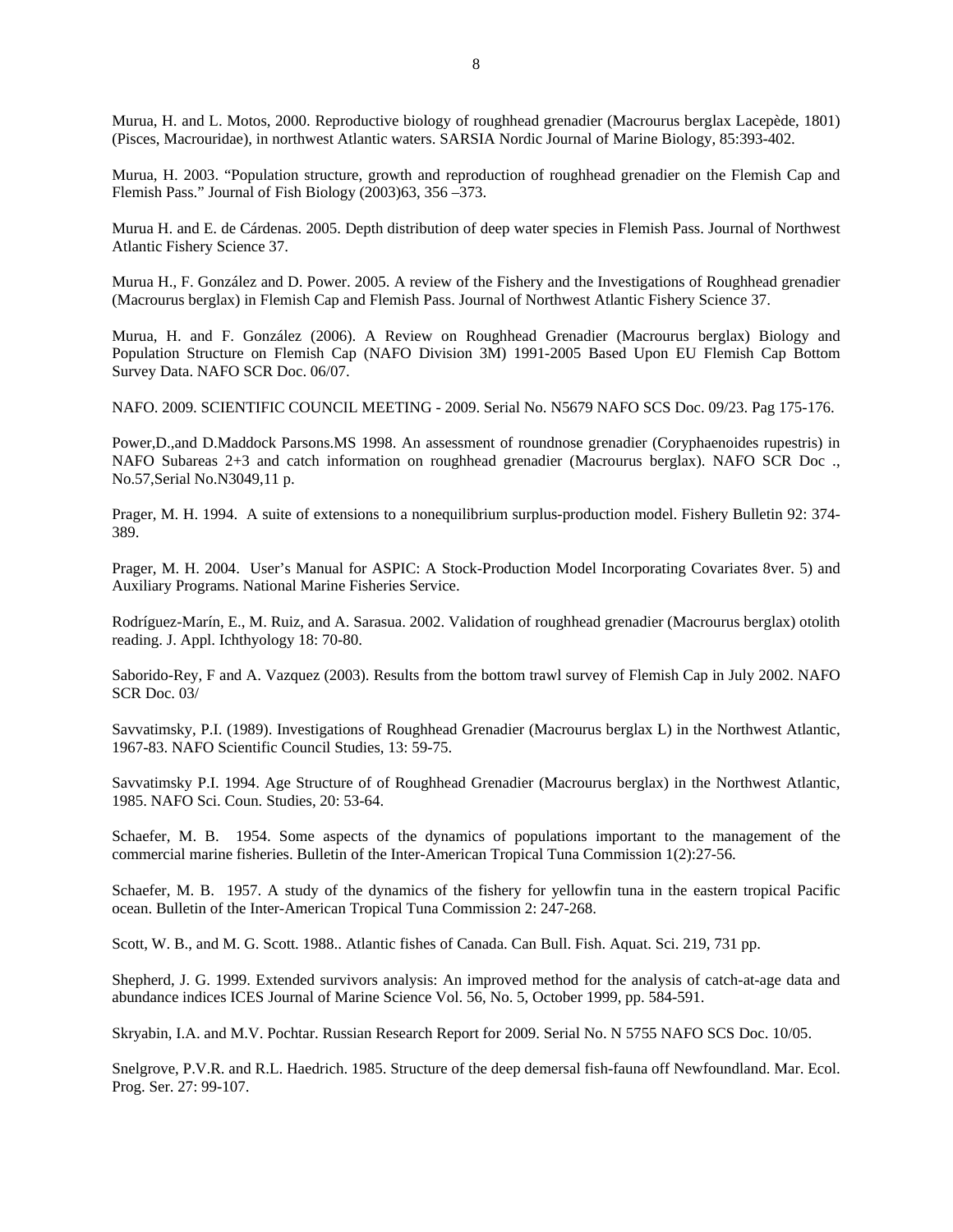Murua, H. and L. Motos, 2000. Reproductive biology of roughhead grenadier (Macrourus berglax Lacepède, 1801) (Pisces, Macrouridae), in northwest Atlantic waters. SARSIA Nordic Journal of Marine Biology, 85:393-402.

Murua, H. 2003. "Population structure, growth and reproduction of roughhead grenadier on the Flemish Cap and Flemish Pass." Journal of Fish Biology (2003)63, 356 –373.

Murua H. and E. de Cárdenas. 2005. Depth distribution of deep water species in Flemish Pass. Journal of Northwest Atlantic Fishery Science 37.

Murua H., F. González and D. Power. 2005. A review of the Fishery and the Investigations of Roughhead grenadier (Macrourus berglax) in Flemish Cap and Flemish Pass. Journal of Northwest Atlantic Fishery Science 37.

Murua, H. and F. González (2006). A Review on Roughhead Grenadier (Macrourus berglax) Biology and Population Structure on Flemish Cap (NAFO Division 3M) 1991-2005 Based Upon EU Flemish Cap Bottom Survey Data. NAFO SCR Doc. 06/07.

NAFO. 2009. SCIENTIFIC COUNCIL MEETING - 2009. Serial No. N5679 NAFO SCS Doc. 09/23. Pag 175-176.

Power,D.,and D.Maddock Parsons.MS 1998. An assessment of roundnose grenadier (Coryphaenoides rupestris) in NAFO Subareas 2+3 and catch information on roughhead grenadier (Macrourus berglax). NAFO SCR Doc ., No.57,Serial No.N3049,11 p.

Prager, M. H. 1994. A suite of extensions to a nonequilibrium surplus-production model. Fishery Bulletin 92: 374-389.

Prager, M. H. 2004. User's Manual for ASPIC: A Stock-Production Model Incorporating Covariates 8ver. 5) and Auxiliary Programs. National Marine Fisheries Service.

Rodríguez-Marín, E., M. Ruiz, and A. Sarasua. 2002. Validation of roughhead grenadier (Macrourus berglax) otolith reading. J. Appl. Ichthyology 18: 70-80.

Saborido-Rey, F and A. Vazquez (2003). Results from the bottom trawl survey of Flemish Cap in July 2002. NAFO SCR Doc. 03/

Savvatimsky, P.I. (1989). Investigations of Roughhead Grenadier (Macrourus berglax L) in the Northwest Atlantic, 1967-83. NAFO Scientific Council Studies, 13: 59-75.

Savvatimsky P.I. 1994. Age Structure of of Roughhead Grenadier (Macrourus berglax) in the Northwest Atlantic, 1985. NAFO Sci. Coun. Studies, 20: 53-64.

Schaefer, M. B. 1954. Some aspects of the dynamics of populations important to the management of the commercial marine fisheries. Bulletin of the Inter-American Tropical Tuna Commission 1(2):27-56.

Schaefer, M. B. 1957. A study of the dynamics of the fishery for yellowfin tuna in the eastern tropical Pacific ocean. Bulletin of the Inter-American Tropical Tuna Commission 2: 247-268.

Scott, W. B., and M. G. Scott. 1988.. Atlantic fishes of Canada. Can Bull. Fish. Aquat. Sci. 219, 731 pp.

Shepherd, J. G. 1999. Extended survivors analysis: An improved method for the analysis of catch-at-age data and abundance indices ICES Journal of Marine Science Vol. 56, No. 5, October 1999, pp. 584-591.

Skryabin, I.A. and M.V. Pochtar. Russian Research Report for 2009. Serial No. N 5755 NAFO SCS Doc. 10/05.

Snelgrove, P.V.R. and R.L. Haedrich. 1985. Structure of the deep demersal fish-fauna off Newfoundland. Mar. Ecol. Prog. Ser. 27: 99-107.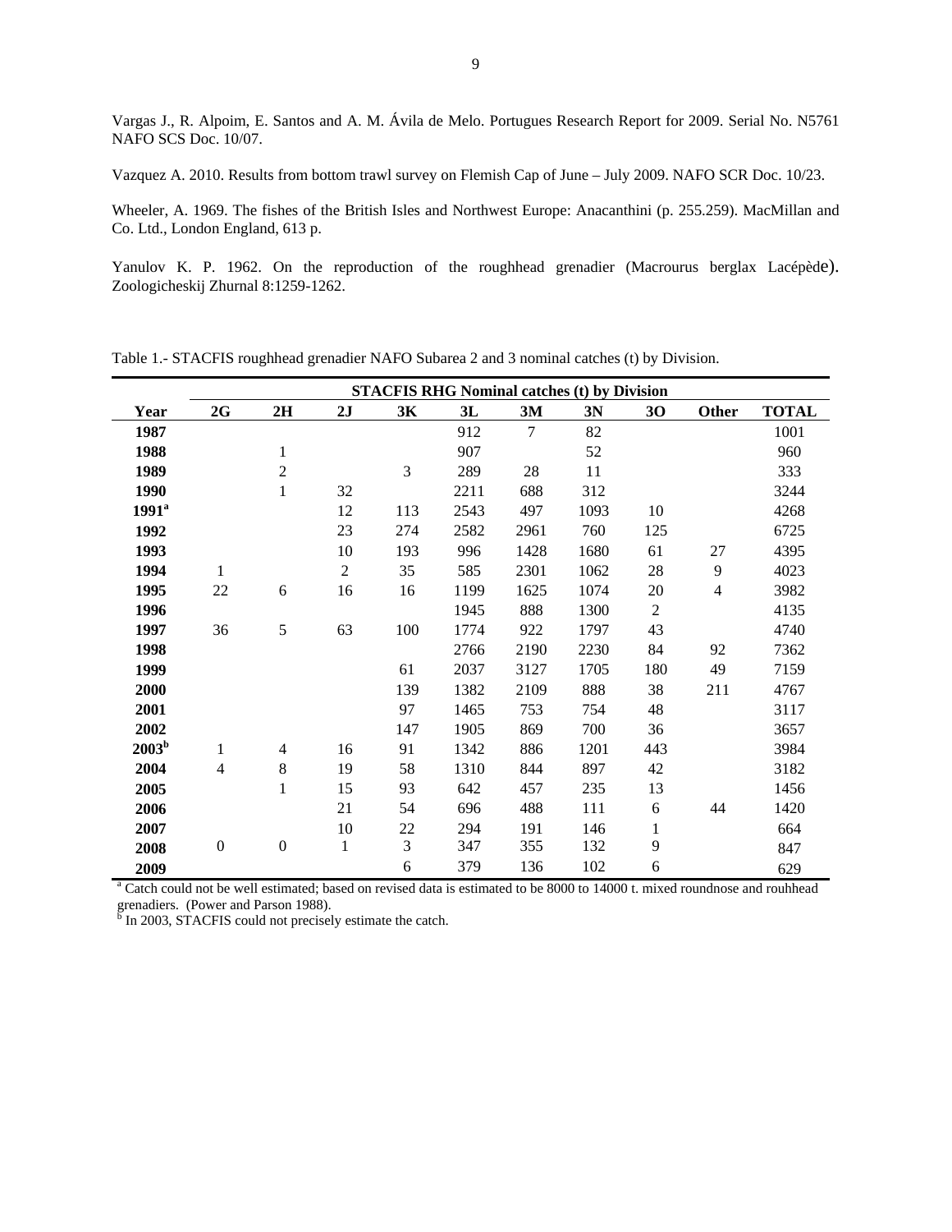Vargas J., R. Alpoim, E. Santos and A. M. Ávila de Melo. Portugues Research Report for 2009. Serial No. N5761 NAFO SCS Doc. 10/07.

Vazquez A. 2010. Results from bottom trawl survey on Flemish Cap of June – July 2009. NAFO SCR Doc. 10/23.

Wheeler, A. 1969. The fishes of the British Isles and Northwest Europe: Anacanthini (p. 255.259). MacMillan and Co. Ltd., London England, 613 p.

Yanulov K. P. 1962. On the reproduction of the roughhead grenadier (Macrourus berglax Lacépède). Zoologicheskij Zhurnal 8:1259-1262.

Table 1.- STACFIS roughhead grenadier NAFO Subarea 2 and 3 nominal catches (t) by Division.

| | STACFIS RHG Nominal catches (t) by Division | | | | | | | | | |
|---|---|---|---|---|---|---|---|---|---|---|
| **Year** | **2G** | **2H** | **2J** | **3K** | **3L** | **3M** | **3N** | **3O** | **Other** | **TOTAL** |
| **1987** | | | | | 912 | 7 | 82 | | | 1001 |
| **1988** | | 1 | | | 907 | | 52 | | | 960 |
| **1989** | | 2 | | 3 | 289 | 28 | 11 | | | 333 |
| **1990** | | 1 | 32 | | 2211 | 688 | 312 | | | 3244 |
| **1991[a]** | | | 12 | 113 | 2543 | 497 | 1093 | 10 | | 4268 |
| **1992** | | | 23 | 274 | 2582 | 2961 | 760 | 125 | | 6725 |
| **1993** | | | 10 | 193 | 996 | 1428 | 1680 | 61 | 27 | 4395 |
| **1994** | 1 | | 2 | 35 | 585 | 2301 | 1062 | 28 | 9 | 4023 |
| **1995** | 22 | 6 | 16 | 16 | 1199 | 1625 | 1074 | 20 | 4 | 3982 |
| **1996** | | | | | 1945 | 888 | 1300 | 2 | | 4135 |
| **1997** | 36 | 5 | 63 | 100 | 1774 | 922 | 1797 | 43 | | 4740 |
| **1998** | | | | | 2766 | 2190 | 2230 | 84 | 92 | 7362 |
| **1999** | | | | 61 | 2037 | 3127 | 1705 | 180 | 49 | 7159 |
| **2000** | | | | 139 | 1382 | 2109 | 888 | 38 | 211 | 4767 |
| **2001** | | | | 97 | 1465 | 753 | 754 | 48 | | 3117 |
| **2002** | | | | 147 | 1905 | 869 | 700 | 36 | | 3657 |
| **2003[b]** | 1 | 4 | 16 | 91 | 1342 | 886 | 1201 | 443 | | 3984 |
| **2004** | 4 | 8 | 19 | 58 | 1310 | 844 | 897 | 42 | | 3182 |
| **2005** | | 1 | 15 | 93 | 642 | 457 | 235 | 13 | | 1456 |
| **2006** | | | 21 | 54 | 696 | 488 | 111 | 6 | 44 | 1420 |
| **2007** | | | 10 | 22 | 294 | 191 | 146 | 1 | | 664 |
| **2008** | 0 | 0 | 1 | 3 | 347 | 355 | 132 | 9 | | 847 |
| **2009** | | | | 6 | 379 | 136 | 102 | 6 | | 629 |

[a] Catch could not be well estimated; based on revised data is estimated to be 8000 to 14000 t. mixed roundnose and rouhhead grenadiers. (Power and Parson 1988).
[b] In 2003, STACFIS could not precisely estimate the catch.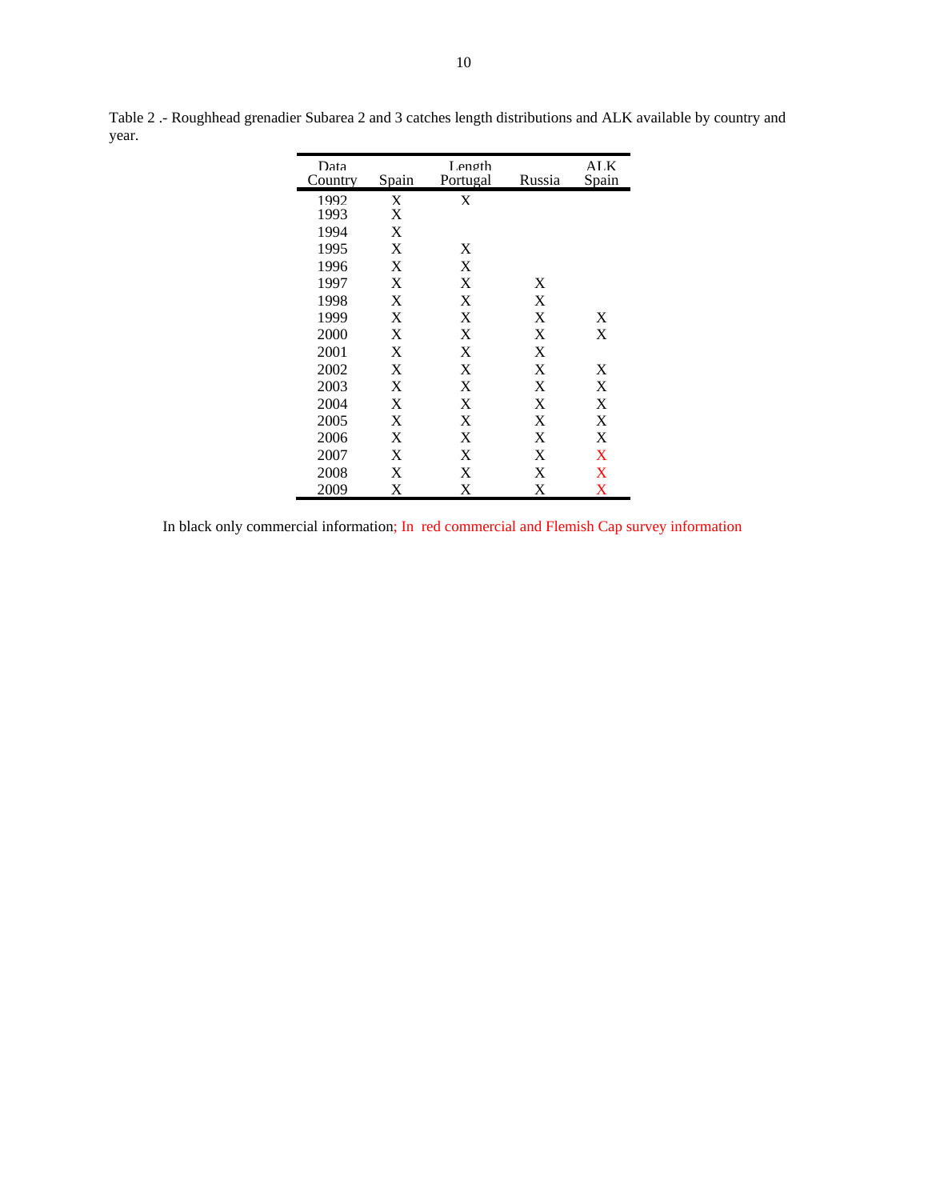Table 2 .- Roughhead grenadier Subarea 2 and 3 catches length distributions and ALK available by country and year.

| Data | | Length | | ALK |
|---|---|---|---|---|
| Country | Spain | Portugal | Russia | Spain |
| 1992 | X | X | | |
| 1993 | X | | | |
| 1994 | X | | | |
| 1995 | X | X | | |
| 1996 | X | X | | |
| 1997 | X | X | X | |
| 1998 | X | X | X | |
| 1999 | X | X | X | X |
| 2000 | X | X | X | X |
| 2001 | X | X | X | |
| 2002 | X | X | X | X |
| 2003 | X | X | X | X |
| 2004 | X | X | X | X |
| 2005 | X | X | X | X |
| 2006 | X | X | X | X |
| 2007 | X | X | X | X |
| 2008 | X | X | X | X |
| 2009 | X | X | X | X |

In black only commercial information; In red commercial and Flemish Cap survey information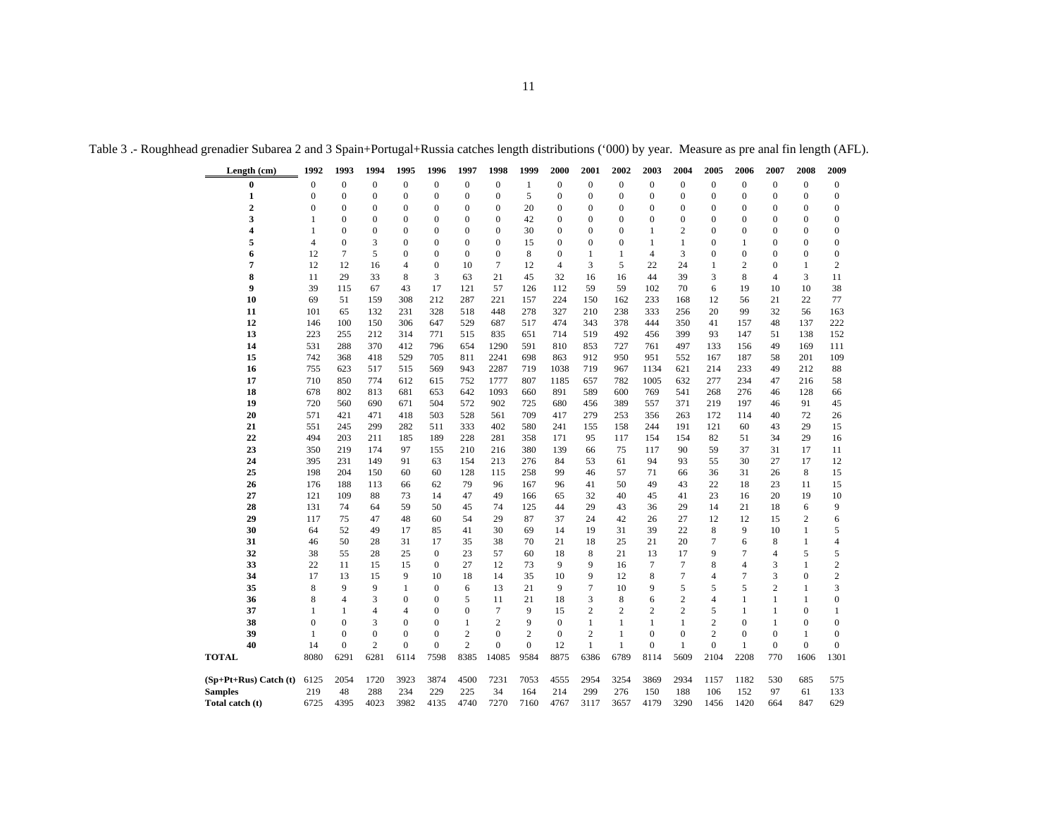Table 3 .- Roughhead grenadier Subarea 2 and 3 Spain+Portugal+Russia catches length distributions (‘000) by year. Measure as pre anal fin length (AFL).

| Length (cm) | 1992 | 1993 | 1994 | 1995 | 1996 | 1997 | 1998 | 1999 | 2000 | 2001 | 2002 | 2003 | 2004 | 2005 | 2006 | 2007 | 2008 | 2009 |
|---|---|---|---|---|---|---|---|---|---|---|---|---|---|---|---|---|---|---|
| **0** | 0 | 0 | 0 | 0 | 0 | 0 | 0 | 1 | 0 | 0 | 0 | 0 | 0 | 0 | 0 | 0 | 0 | 0 |
| **1** | 0 | 0 | 0 | 0 | 0 | 0 | 0 | 5 | 0 | 0 | 0 | 0 | 0 | 0 | 0 | 0 | 0 | 0 |
| **2** | 0 | 0 | 0 | 0 | 0 | 0 | 0 | 20 | 0 | 0 | 0 | 0 | 0 | 0 | 0 | 0 | 0 | 0 |
| **3** | 1 | 0 | 0 | 0 | 0 | 0 | 0 | 42 | 0 | 0 | 0 | 0 | 0 | 0 | 0 | 0 | 0 | 0 |
| **4** | 1 | 0 | 0 | 0 | 0 | 0 | 0 | 30 | 0 | 0 | 0 | 1 | 2 | 0 | 0 | 0 | 0 | 0 |
| **5** | 4 | 0 | 3 | 0 | 0 | 0 | 0 | 15 | 0 | 0 | 0 | 1 | 1 | 0 | 1 | 0 | 0 | 0 |
| **6** | 12 | 7 | 5 | 0 | 0 | 0 | 0 | 8 | 0 | 1 | 1 | 4 | 3 | 0 | 0 | 0 | 0 | 0 |
| **7** | 12 | 12 | 16 | 4 | 0 | 10 | 7 | 12 | 4 | 3 | 5 | 22 | 24 | 1 | 2 | 0 | 1 | 2 |
| **8** | 11 | 29 | 33 | 8 | 3 | 63 | 21 | 45 | 32 | 16 | 16 | 44 | 39 | 3 | 8 | 4 | 3 | 11 |
| **9** | 39 | 115 | 67 | 43 | 17 | 121 | 57 | 126 | 112 | 59 | 59 | 102 | 70 | 6 | 19 | 10 | 10 | 38 |
| **10** | 69 | 51 | 159 | 308 | 212 | 287 | 221 | 157 | 224 | 150 | 162 | 233 | 168 | 12 | 56 | 21 | 22 | 77 |
| **11** | 101 | 65 | 132 | 231 | 328 | 518 | 448 | 278 | 327 | 210 | 238 | 333 | 256 | 20 | 99 | 32 | 56 | 163 |
| **12** | 146 | 100 | 150 | 306 | 647 | 529 | 687 | 517 | 474 | 343 | 378 | 444 | 350 | 41 | 157 | 48 | 137 | 222 |
| **13** | 223 | 255 | 212 | 314 | 771 | 515 | 835 | 651 | 714 | 519 | 492 | 456 | 399 | 93 | 147 | 51 | 138 | 152 |
| **14** | 531 | 288 | 370 | 412 | 796 | 654 | 1290 | 591 | 810 | 853 | 727 | 761 | 497 | 133 | 156 | 49 | 169 | 111 |
| **15** | 742 | 368 | 418 | 529 | 705 | 811 | 2241 | 698 | 863 | 912 | 950 | 951 | 552 | 167 | 187 | 58 | 201 | 109 |
| **16** | 755 | 623 | 517 | 515 | 569 | 943 | 2287 | 719 | 1038 | 719 | 967 | 1134 | 621 | 214 | 233 | 49 | 212 | 88 |
| **17** | 710 | 850 | 774 | 612 | 615 | 752 | 1777 | 807 | 1185 | 657 | 782 | 1005 | 632 | 277 | 234 | 47 | 216 | 58 |
| **18** | 678 | 802 | 813 | 681 | 653 | 642 | 1093 | 660 | 891 | 589 | 600 | 769 | 541 | 268 | 276 | 46 | 128 | 66 |
| **19** | 720 | 560 | 690 | 671 | 504 | 572 | 902 | 725 | 680 | 456 | 389 | 557 | 371 | 219 | 197 | 46 | 91 | 45 |
| **20** | 571 | 421 | 471 | 418 | 503 | 528 | 561 | 709 | 417 | 279 | 253 | 356 | 263 | 172 | 114 | 40 | 72 | 26 |
| **21** | 551 | 245 | 299 | 282 | 511 | 333 | 402 | 580 | 241 | 155 | 158 | 244 | 191 | 121 | 60 | 43 | 29 | 15 |
| **22** | 494 | 203 | 211 | 185 | 189 | 228 | 281 | 358 | 171 | 95 | 117 | 154 | 154 | 82 | 51 | 34 | 29 | 16 |
| **23** | 350 | 219 | 174 | 97 | 155 | 210 | 216 | 380 | 139 | 66 | 75 | 117 | 90 | 59 | 37 | 31 | 17 | 11 |
| **24** | 395 | 231 | 149 | 91 | 63 | 154 | 213 | 276 | 84 | 53 | 61 | 94 | 93 | 55 | 30 | 27 | 17 | 12 |
| **25** | 198 | 204 | 150 | 60 | 60 | 128 | 115 | 258 | 99 | 46 | 57 | 71 | 66 | 36 | 31 | 26 | 8 | 15 |
| **26** | 176 | 188 | 113 | 66 | 62 | 79 | 96 | 167 | 96 | 41 | 50 | 49 | 43 | 22 | 18 | 23 | 11 | 15 |
| **27** | 121 | 109 | 88 | 73 | 14 | 47 | 49 | 166 | 65 | 32 | 40 | 45 | 41 | 23 | 16 | 20 | 19 | 10 |
| **28** | 131 | 74 | 64 | 59 | 50 | 45 | 74 | 125 | 44 | 29 | 43 | 36 | 29 | 14 | 21 | 18 | 6 | 9 |
| **29** | 117 | 75 | 47 | 48 | 60 | 54 | 29 | 87 | 37 | 24 | 42 | 26 | 27 | 12 | 12 | 15 | 2 | 6 |
| **30** | 64 | 52 | 49 | 17 | 85 | 41 | 30 | 69 | 14 | 19 | 31 | 39 | 22 | 8 | 9 | 10 | 1 | 5 |
| **31** | 46 | 50 | 28 | 31 | 17 | 35 | 38 | 70 | 21 | 18 | 25 | 21 | 20 | 7 | 6 | 8 | 1 | 4 |
| **32** | 38 | 55 | 28 | 25 | 0 | 23 | 57 | 60 | 18 | 8 | 21 | 13 | 17 | 9 | 7 | 4 | 5 | 5 |
| **33** | 22 | 11 | 15 | 15 | 0 | 27 | 12 | 73 | 9 | 9 | 16 | 7 | 7 | 8 | 4 | 3 | 1 | 2 |
| **34** | 17 | 13 | 15 | 9 | 10 | 18 | 14 | 35 | 10 | 9 | 12 | 8 | 7 | 4 | 7 | 3 | 0 | 2 |
| **35** | 8 | 9 | 9 | 1 | 0 | 6 | 13 | 21 | 9 | 7 | 10 | 9 | 5 | 5 | 5 | 2 | 1 | 3 |
| **36** | 8 | 4 | 3 | 0 | 0 | 5 | 11 | 21 | 18 | 3 | 8 | 6 | 2 | 4 | 1 | 1 | 1 | 0 |
| **37** | 1 | 1 | 4 | 4 | 0 | 0 | 7 | 9 | 15 | 2 | 2 | 2 | 2 | 5 | 1 | 1 | 0 | 1 |
| **38** | 0 | 0 | 3 | 0 | 0 | 1 | 2 | 9 | 0 | 1 | 1 | 1 | 1 | 2 | 0 | 1 | 0 | 0 |
| **39** | 1 | 0 | 0 | 0 | 0 | 2 | 0 | 2 | 0 | 2 | 1 | 0 | 0 | 2 | 0 | 0 | 1 | 0 |
| **40** | 14 | 0 | 2 | 0 | 0 | 2 | 0 | 0 | 12 | 1 | 1 | 0 | 1 | 0 | 1 | 0 | 0 | 0 |
| **TOTAL** | 8080 | 6291 | 6281 | 6114 | 7598 | 8385 | 14085 | 9584 | 8875 | 6386 | 6789 | 8114 | 5609 | 2104 | 2208 | 770 | 1606 | 1301 |
| | | | | | | | | | | | | | | | | | | |
| **(Sp+Pt+Rus) Catch (t)** | 6125 | 2054 | 1720 | 3923 | 3874 | 4500 | 7231 | 7053 | 4555 | 2954 | 3254 | 3869 | 2934 | 1157 | 1182 | 530 | 685 | 575 |
| **Samples** | 219 | 48 | 288 | 234 | 229 | 225 | 34 | 164 | 214 | 299 | 276 | 150 | 188 | 106 | 152 | 97 | 61 | 133 |
| **Total catch (t)** | 6725 | 4395 | 4023 | 3982 | 4135 | 4740 | 7270 | 7160 | 4767 | 3117 | 3657 | 4179 | 3290 | 1456 | 1420 | 664 | 847 | 629 |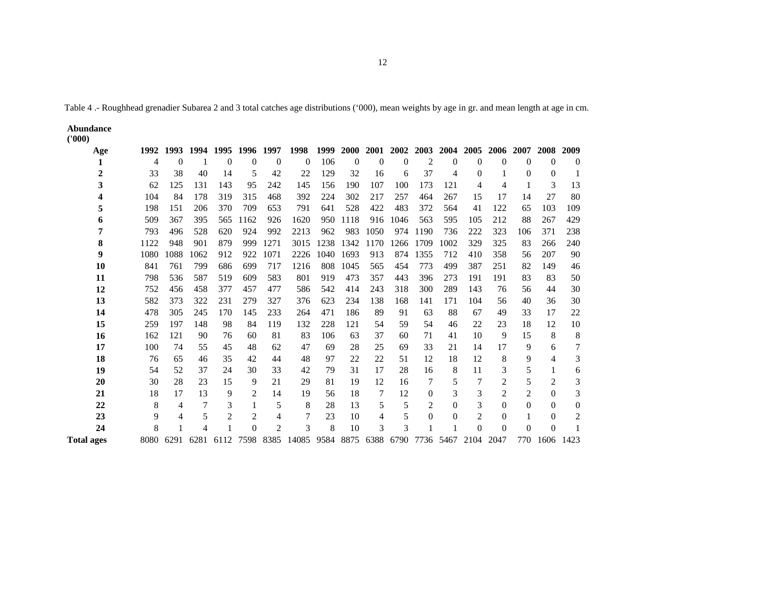Table 4 .- Roughhead grenadier Subarea 2 and 3 total catches age distributions ('000), mean weights by age in gr. and mean length at age in cm.

**Abundance ('000)**

| Age | 1992 | 1993 | 1994 | 1995 | 1996 | 1997 | 1998 | 1999 | 2000 | 2001 | 2002 | 2003 | 2004 | 2005 | 2006 | 2007 | 2008 | 2009 |
|---|---|---|---|---|---|---|---|---|---|---|---|---|---|---|---|---|---|---|
| **1** | 4 | 0 | 1 | 0 | 0 | 0 | 0 | 106 | 0 | 0 | 0 | 2 | 0 | 0 | 0 | 0 | 0 | 0 |
| **2** | 33 | 38 | 40 | 14 | 5 | 42 | 22 | 129 | 32 | 16 | 6 | 37 | 4 | 0 | 1 | 0 | 0 | 1 |
| **3** | 62 | 125 | 131 | 143 | 95 | 242 | 145 | 156 | 190 | 107 | 100 | 173 | 121 | 4 | 4 | 1 | 3 | 13 |
| **4** | 104 | 84 | 178 | 319 | 315 | 468 | 392 | 224 | 302 | 217 | 257 | 464 | 267 | 15 | 17 | 14 | 27 | 80 |
| **5** | 198 | 151 | 206 | 370 | 709 | 653 | 791 | 641 | 528 | 422 | 483 | 372 | 564 | 41 | 122 | 65 | 103 | 109 |
| **6** | 509 | 367 | 395 | 565 | 1162 | 926 | 1620 | 950 | 1118 | 916 | 1046 | 563 | 595 | 105 | 212 | 88 | 267 | 429 |
| **7** | 793 | 496 | 528 | 620 | 924 | 992 | 2213 | 962 | 983 | 1050 | 974 | 1190 | 736 | 222 | 323 | 106 | 371 | 238 |
| **8** | 1122 | 948 | 901 | 879 | 999 | 1271 | 3015 | 1238 | 1342 | 1170 | 1266 | 1709 | 1002 | 329 | 325 | 83 | 266 | 240 |
| **9** | 1080 | 1088 | 1062 | 912 | 922 | 1071 | 2226 | 1040 | 1693 | 913 | 874 | 1355 | 712 | 410 | 358 | 56 | 207 | 90 |
| **10** | 841 | 761 | 799 | 686 | 699 | 717 | 1216 | 808 | 1045 | 565 | 454 | 773 | 499 | 387 | 251 | 82 | 149 | 46 |
| **11** | 798 | 536 | 587 | 519 | 609 | 583 | 801 | 919 | 473 | 357 | 443 | 396 | 273 | 191 | 191 | 83 | 83 | 50 |
| **12** | 752 | 456 | 458 | 377 | 457 | 477 | 586 | 542 | 414 | 243 | 318 | 300 | 289 | 143 | 76 | 56 | 44 | 30 |
| **13** | 582 | 373 | 322 | 231 | 279 | 327 | 376 | 623 | 234 | 138 | 168 | 141 | 171 | 104 | 56 | 40 | 36 | 30 |
| **14** | 478 | 305 | 245 | 170 | 145 | 233 | 264 | 471 | 186 | 89 | 91 | 63 | 88 | 67 | 49 | 33 | 17 | 22 |
| **15** | 259 | 197 | 148 | 98 | 84 | 119 | 132 | 228 | 121 | 54 | 59 | 54 | 46 | 22 | 23 | 18 | 12 | 10 |
| **16** | 162 | 121 | 90 | 76 | 60 | 81 | 83 | 106 | 63 | 37 | 60 | 71 | 41 | 10 | 9 | 15 | 8 | 8 |
| **17** | 100 | 74 | 55 | 45 | 48 | 62 | 47 | 69 | 28 | 25 | 69 | 33 | 21 | 14 | 17 | 9 | 6 | 7 |
| **18** | 76 | 65 | 46 | 35 | 42 | 44 | 48 | 97 | 22 | 22 | 51 | 12 | 18 | 12 | 8 | 9 | 4 | 3 |
| **19** | 54 | 52 | 37 | 24 | 30 | 33 | 42 | 79 | 31 | 17 | 28 | 16 | 8 | 11 | 3 | 5 | 1 | 6 |
| **20** | 30 | 28 | 23 | 15 | 9 | 21 | 29 | 81 | 19 | 12 | 16 | 7 | 5 | 7 | 2 | 5 | 2 | 3 |
| **21** | 18 | 17 | 13 | 9 | 2 | 14 | 19 | 56 | 18 | 7 | 12 | 0 | 3 | 3 | 2 | 2 | 0 | 3 |
| **22** | 8 | 4 | 7 | 3 | 1 | 5 | 8 | 28 | 13 | 5 | 5 | 2 | 0 | 3 | 0 | 0 | 0 | 0 |
| **23** | 9 | 4 | 5 | 2 | 2 | 4 | 7 | 23 | 10 | 4 | 5 | 0 | 0 | 2 | 0 | 1 | 0 | 2 |
| **24** | 8 | 1 | 4 | 1 | 0 | 2 | 3 | 8 | 10 | 3 | 3 | 1 | 1 | 0 | 0 | 0 | 0 | 1 |
| **Total ages** | 8080 | 6291 | 6281 | 6112 | 7598 | 8385 | 14085 | 9584 | 8875 | 6388 | 6790 | 7736 | 5467 | 2104 | 2047 | 770 | 1606 | 1423 |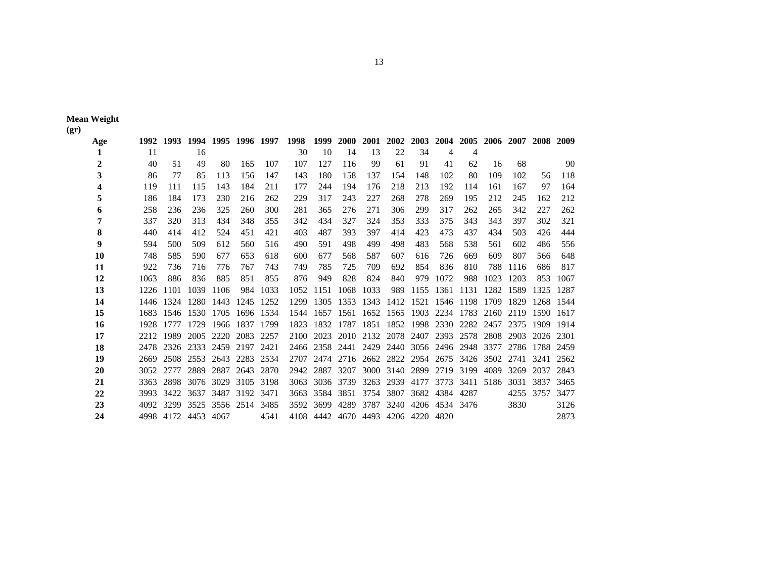**Mean Weight (gr)**

| Age | 1992 | 1993 | 1994 | 1995 | 1996 | 1997 | 1998 | 1999 | 2000 | 2001 | 2002 | 2003 | 2004 | 2005 | 2006 | 2007 | 2008 | 2009 |
|---|---|---|---|---|---|---|---|---|---|---|---|---|---|---|---|---|---|---|
| **1** | 11 | | 16 | | | | 30 | 10 | 14 | 13 | 22 | 34 | 4 | 4 | | | | |
| **2** | 40 | 51 | 49 | 80 | 165 | 107 | 107 | 127 | 116 | 99 | 61 | 91 | 41 | 62 | 16 | 68 | | 90 |
| **3** | 86 | 77 | 85 | 113 | 156 | 147 | 143 | 180 | 158 | 137 | 154 | 148 | 102 | 80 | 109 | 102 | 56 | 118 |
| **4** | 119 | 111 | 115 | 143 | 184 | 211 | 177 | 244 | 194 | 176 | 218 | 213 | 192 | 114 | 161 | 167 | 97 | 164 |
| **5** | 186 | 184 | 173 | 230 | 216 | 262 | 229 | 317 | 243 | 227 | 268 | 278 | 269 | 195 | 212 | 245 | 162 | 212 |
| **6** | 258 | 236 | 236 | 325 | 260 | 300 | 281 | 365 | 276 | 271 | 306 | 299 | 317 | 262 | 265 | 342 | 227 | 262 |
| **7** | 337 | 320 | 313 | 434 | 348 | 355 | 342 | 434 | 327 | 324 | 353 | 333 | 375 | 343 | 343 | 397 | 302 | 321 |
| **8** | 440 | 414 | 412 | 524 | 451 | 421 | 403 | 487 | 393 | 397 | 414 | 423 | 473 | 437 | 434 | 503 | 426 | 444 |
| **9** | 594 | 500 | 509 | 612 | 560 | 516 | 490 | 591 | 498 | 499 | 498 | 483 | 568 | 538 | 561 | 602 | 486 | 556 |
| **10** | 748 | 585 | 590 | 677 | 653 | 618 | 600 | 677 | 568 | 587 | 607 | 616 | 726 | 669 | 609 | 807 | 566 | 648 |
| **11** | 922 | 736 | 716 | 776 | 767 | 743 | 749 | 785 | 725 | 709 | 692 | 854 | 836 | 810 | 788 | 1116 | 686 | 817 |
| **12** | 1063 | 886 | 836 | 885 | 851 | 855 | 876 | 949 | 828 | 824 | 840 | 979 | 1072 | 988 | 1023 | 1203 | 853 | 1067 |
| **13** | 1226 | 1101 | 1039 | 1106 | 984 | 1033 | 1052 | 1151 | 1068 | 1033 | 989 | 1155 | 1361 | 1131 | 1282 | 1589 | 1325 | 1287 |
| **14** | 1446 | 1324 | 1280 | 1443 | 1245 | 1252 | 1299 | 1305 | 1353 | 1343 | 1412 | 1521 | 1546 | 1198 | 1709 | 1829 | 1268 | 1544 |
| **15** | 1683 | 1546 | 1530 | 1705 | 1696 | 1534 | 1544 | 1657 | 1561 | 1652 | 1565 | 1903 | 2234 | 1783 | 2160 | 2119 | 1590 | 1617 |
| **16** | 1928 | 1777 | 1729 | 1966 | 1837 | 1799 | 1823 | 1832 | 1787 | 1851 | 1852 | 1998 | 2330 | 2282 | 2457 | 2375 | 1909 | 1914 |
| **17** | 2212 | 1989 | 2005 | 2220 | 2083 | 2257 | 2100 | 2023 | 2010 | 2132 | 2078 | 2407 | 2393 | 2578 | 2808 | 2903 | 2026 | 2301 |
| **18** | 2478 | 2326 | 2333 | 2459 | 2197 | 2421 | 2466 | 2358 | 2441 | 2429 | 2440 | 3056 | 2496 | 2948 | 3377 | 2786 | 1788 | 2459 |
| **19** | 2669 | 2508 | 2553 | 2643 | 2283 | 2534 | 2707 | 2474 | 2716 | 2662 | 2822 | 2954 | 2675 | 3426 | 3502 | 2741 | 3241 | 2562 |
| **20** | 3052 | 2777 | 2889 | 2887 | 2643 | 2870 | 2942 | 2887 | 3207 | 3000 | 3140 | 2899 | 2719 | 3199 | 4089 | 3269 | 2037 | 2843 |
| **21** | 3363 | 2898 | 3076 | 3029 | 3105 | 3198 | 3063 | 3036 | 3739 | 3263 | 2939 | 4177 | 3773 | 3411 | 5186 | 3031 | 3837 | 3465 |
| **22** | 3993 | 3422 | 3637 | 3487 | 3192 | 3471 | 3663 | 3584 | 3851 | 3754 | 3807 | 3682 | 4384 | 4287 | | 4255 | 3757 | 3477 |
| **23** | 4092 | 3299 | 3525 | 3556 | 2514 | 3485 | 3592 | 3699 | 4289 | 3787 | 3240 | 4206 | 4534 | 3476 | | 3830 | | 3126 |
| **24** | 4998 | 4172 | 4453 | 4067 | | 4541 | 4108 | 4442 | 4670 | 4493 | 4206 | 4220 | 4820 | | | | | 2873 |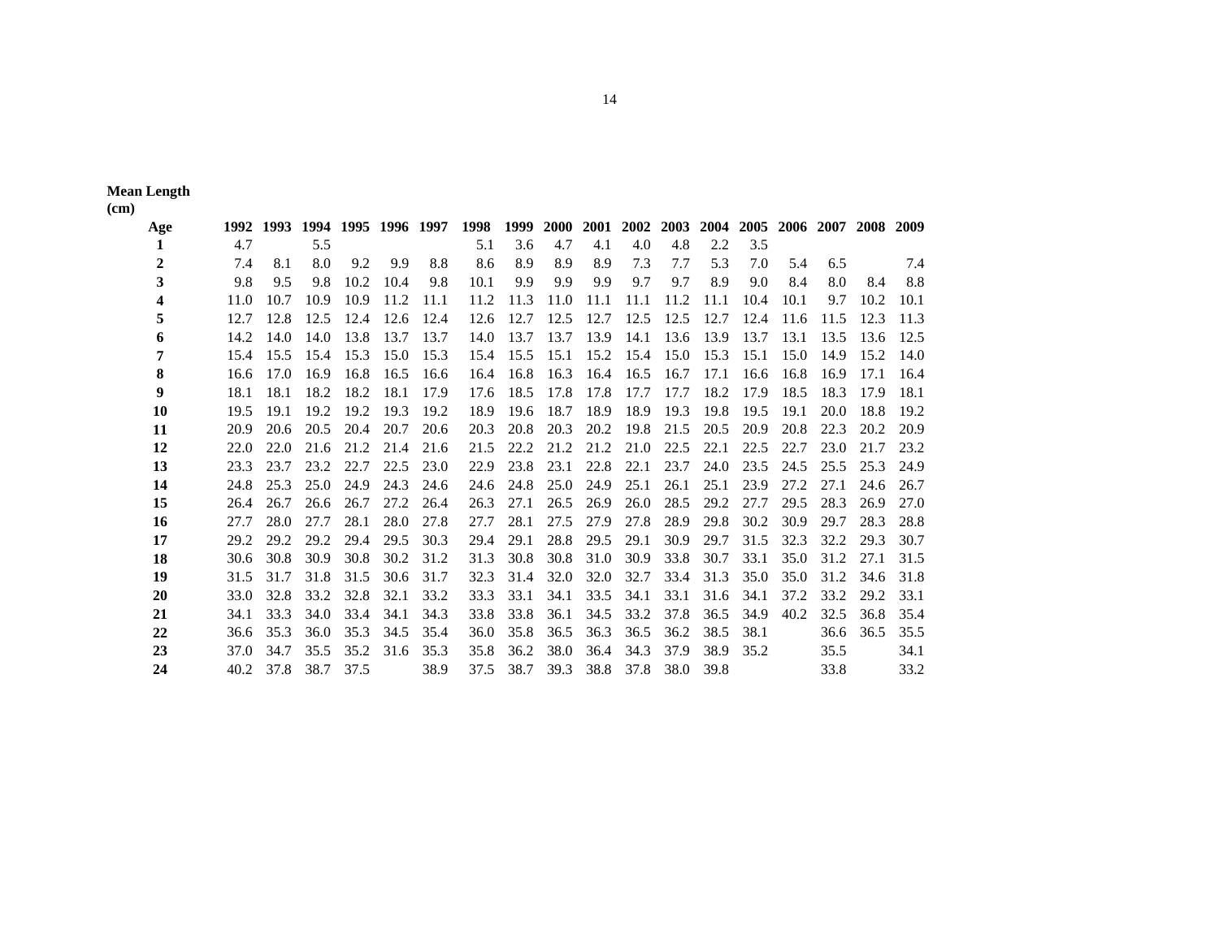**Mean Length (cm)**

| Age | 1992 | 1993 | 1994 | 1995 | 1996 | 1997 | 1998 | 1999 | 2000 | 2001 | 2002 | 2003 | 2004 | 2005 | 2006 | 2007 | 2008 | 2009 |
|---|---|---|---|---|---|---|---|---|---|---|---|---|---|---|---|---|---|---|
| **1** | 4.7 | | 5.5 | | | | 5.1 | 3.6 | 4.7 | 4.1 | 4.0 | 4.8 | 2.2 | 3.5 | | | | |
| **2** | 7.4 | 8.1 | 8.0 | 9.2 | 9.9 | 8.8 | 8.6 | 8.9 | 8.9 | 8.9 | 7.3 | 7.7 | 5.3 | 7.0 | 5.4 | 6.5 | | 7.4 |
| **3** | 9.8 | 9.5 | 9.8 | 10.2 | 10.4 | 9.8 | 10.1 | 9.9 | 9.9 | 9.9 | 9.7 | 9.7 | 8.9 | 9.0 | 8.4 | 8.0 | 8.4 | 8.8 |
| **4** | 11.0 | 10.7 | 10.9 | 10.9 | 11.2 | 11.1 | 11.2 | 11.3 | 11.0 | 11.1 | 11.1 | 11.2 | 11.1 | 10.4 | 10.1 | 9.7 | 10.2 | 10.1 |
| **5** | 12.7 | 12.8 | 12.5 | 12.4 | 12.6 | 12.4 | 12.6 | 12.7 | 12.5 | 12.7 | 12.5 | 12.5 | 12.7 | 12.4 | 11.6 | 11.5 | 12.3 | 11.3 |
| **6** | 14.2 | 14.0 | 14.0 | 13.8 | 13.7 | 13.7 | 14.0 | 13.7 | 13.7 | 13.9 | 14.1 | 13.6 | 13.9 | 13.7 | 13.1 | 13.5 | 13.6 | 12.5 |
| **7** | 15.4 | 15.5 | 15.4 | 15.3 | 15.0 | 15.3 | 15.4 | 15.5 | 15.1 | 15.2 | 15.4 | 15.0 | 15.3 | 15.1 | 15.0 | 14.9 | 15.2 | 14.0 |
| **8** | 16.6 | 17.0 | 16.9 | 16.8 | 16.5 | 16.6 | 16.4 | 16.8 | 16.3 | 16.4 | 16.5 | 16.7 | 17.1 | 16.6 | 16.8 | 16.9 | 17.1 | 16.4 |
| **9** | 18.1 | 18.1 | 18.2 | 18.2 | 18.1 | 17.9 | 17.6 | 18.5 | 17.8 | 17.8 | 17.7 | 17.7 | 18.2 | 17.9 | 18.5 | 18.3 | 17.9 | 18.1 |
| **10** | 19.5 | 19.1 | 19.2 | 19.2 | 19.3 | 19.2 | 18.9 | 19.6 | 18.7 | 18.9 | 18.9 | 19.3 | 19.8 | 19.5 | 19.1 | 20.0 | 18.8 | 19.2 |
| **11** | 20.9 | 20.6 | 20.5 | 20.4 | 20.7 | 20.6 | 20.3 | 20.8 | 20.3 | 20.2 | 19.8 | 21.5 | 20.5 | 20.9 | 20.8 | 22.3 | 20.2 | 20.9 |
| **12** | 22.0 | 22.0 | 21.6 | 21.2 | 21.4 | 21.6 | 21.5 | 22.2 | 21.2 | 21.2 | 21.0 | 22.5 | 22.1 | 22.5 | 22.7 | 23.0 | 21.7 | 23.2 |
| **13** | 23.3 | 23.7 | 23.2 | 22.7 | 22.5 | 23.0 | 22.9 | 23.8 | 23.1 | 22.8 | 22.1 | 23.7 | 24.0 | 23.5 | 24.5 | 25.5 | 25.3 | 24.9 |
| **14** | 24.8 | 25.3 | 25.0 | 24.9 | 24.3 | 24.6 | 24.6 | 24.8 | 25.0 | 24.9 | 25.1 | 26.1 | 25.1 | 23.9 | 27.2 | 27.1 | 24.6 | 26.7 |
| **15** | 26.4 | 26.7 | 26.6 | 26.7 | 27.2 | 26.4 | 26.3 | 27.1 | 26.5 | 26.9 | 26.0 | 28.5 | 29.2 | 27.7 | 29.5 | 28.3 | 26.9 | 27.0 |
| **16** | 27.7 | 28.0 | 27.7 | 28.1 | 28.0 | 27.8 | 27.7 | 28.1 | 27.5 | 27.9 | 27.8 | 28.9 | 29.8 | 30.2 | 30.9 | 29.7 | 28.3 | 28.8 |
| **17** | 29.2 | 29.2 | 29.2 | 29.4 | 29.5 | 30.3 | 29.4 | 29.1 | 28.8 | 29.5 | 29.1 | 30.9 | 29.7 | 31.5 | 32.3 | 32.2 | 29.3 | 30.7 |
| **18** | 30.6 | 30.8 | 30.9 | 30.8 | 30.2 | 31.2 | 31.3 | 30.8 | 30.8 | 31.0 | 30.9 | 33.8 | 30.7 | 33.1 | 35.0 | 31.2 | 27.1 | 31.5 |
| **19** | 31.5 | 31.7 | 31.8 | 31.5 | 30.6 | 31.7 | 32.3 | 31.4 | 32.0 | 32.0 | 32.7 | 33.4 | 31.3 | 35.0 | 35.0 | 31.2 | 34.6 | 31.8 |
| **20** | 33.0 | 32.8 | 33.2 | 32.8 | 32.1 | 33.2 | 33.3 | 33.1 | 34.1 | 33.5 | 34.1 | 33.1 | 31.6 | 34.1 | 37.2 | 33.2 | 29.2 | 33.1 |
| **21** | 34.1 | 33.3 | 34.0 | 33.4 | 34.1 | 34.3 | 33.8 | 33.8 | 36.1 | 34.5 | 33.2 | 37.8 | 36.5 | 34.9 | 40.2 | 32.5 | 36.8 | 35.4 |
| **22** | 36.6 | 35.3 | 36.0 | 35.3 | 34.5 | 35.4 | 36.0 | 35.8 | 36.5 | 36.3 | 36.5 | 36.2 | 38.5 | 38.1 | | 36.6 | 36.5 | 35.5 |
| **23** | 37.0 | 34.7 | 35.5 | 35.2 | 31.6 | 35.3 | 35.8 | 36.2 | 38.0 | 36.4 | 34.3 | 37.9 | 38.9 | 35.2 | | 35.5 | | 34.1 |
| **24** | 40.2 | 37.8 | 38.7 | 37.5 | | 38.9 | 37.5 | 38.7 | 39.3 | 38.8 | 37.8 | 38.0 | 39.8 | | | 33.8 | | 33.2 |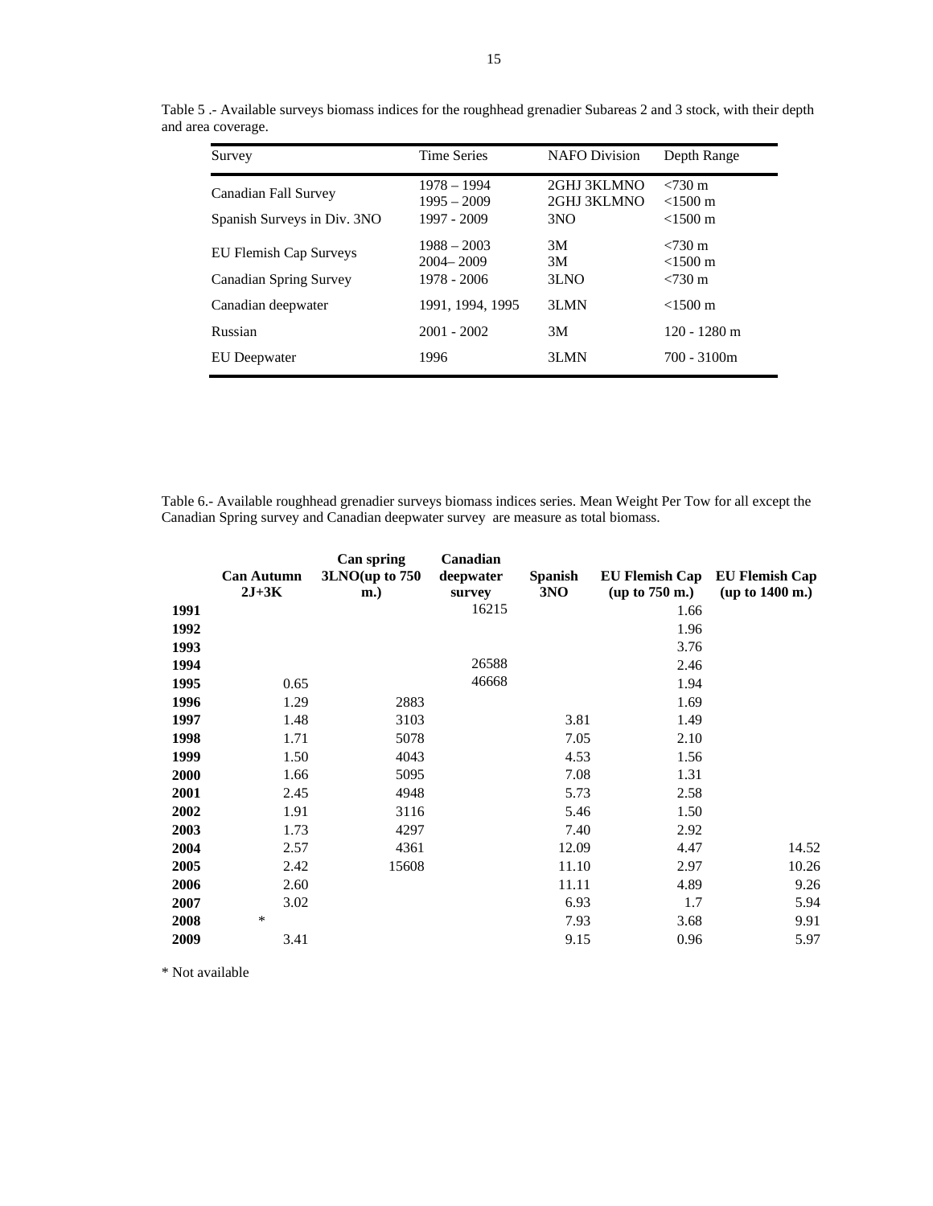Table 5 .- Available surveys biomass indices for the roughhead grenadier Subareas 2 and 3 stock, with their depth and area coverage.

| Survey | Time Series | NAFO Division | Depth Range |
|---|---|---|---|
| Canadian Fall Survey | 1978 – 1994 | 2GHJ 3KLMNO | <730 m |
| | 1995 – 2009 | 2GHJ 3KLMNO | <1500 m |
| Spanish Surveys in Div. 3NO | 1997 - 2009 | 3NO | <1500 m |
| EU Flemish Cap Surveys | 1988 – 2003 | 3M | <730 m |
| | 2004– 2009 | 3M | <1500 m |
| Canadian Spring Survey | 1978 - 2006 | 3LNO | <730 m |
| Canadian deepwater | 1991, 1994, 1995 | 3LMN | <1500 m |
| Russian | 2001 - 2002 | 3M | 120 - 1280 m |
| EU Deepwater | 1996 | 3LMN | 700 - 3100m |

Table 6.- Available roughhead grenadier surveys biomass indices series. Mean Weight Per Tow for all except the Canadian Spring survey and Canadian deepwater survey are measure as total biomass.

| | **Can Autumn 2J+3K** | **Can spring 3LNO(up to 750 m.)** | **Canadian deepwater survey** | **Spanish 3NO** | **EU Flemish Cap (up to 750 m.)** | **EU Flemish Cap (up to 1400 m.)** |
|---|---|---|---|---|---|---|
| **1991** | | | 16215 | | 1.66 | |
| **1992** | | | | | 1.96 | |
| **1993** | | | | | 3.76 | |
| **1994** | | | 26588 | | 2.46 | |
| **1995** | 0.65 | | 46668 | | 1.94 | |
| **1996** | 1.29 | 2883 | | | 1.69 | |
| **1997** | 1.48 | 3103 | | 3.81 | 1.49 | |
| **1998** | 1.71 | 5078 | | 7.05 | 2.10 | |
| **1999** | 1.50 | 4043 | | 4.53 | 1.56 | |
| **2000** | 1.66 | 5095 | | 7.08 | 1.31 | |
| **2001** | 2.45 | 4948 | | 5.73 | 2.58 | |
| **2002** | 1.91 | 3116 | | 5.46 | 1.50 | |
| **2003** | 1.73 | 4297 | | 7.40 | 2.92 | |
| **2004** | 2.57 | 4361 | | 12.09 | 4.47 | 14.52 |
| **2005** | 2.42 | 15608 | | 11.10 | 2.97 | 10.26 |
| **2006** | 2.60 | | | 11.11 | 4.89 | 9.26 |
| **2007** | 3.02 | | | 6.93 | 1.7 | 5.94 |
| **2008** | * | | | 7.93 | 3.68 | 9.91 |
| **2009** | 3.41 | | | 9.15 | 0.96 | 5.97 |

* Not available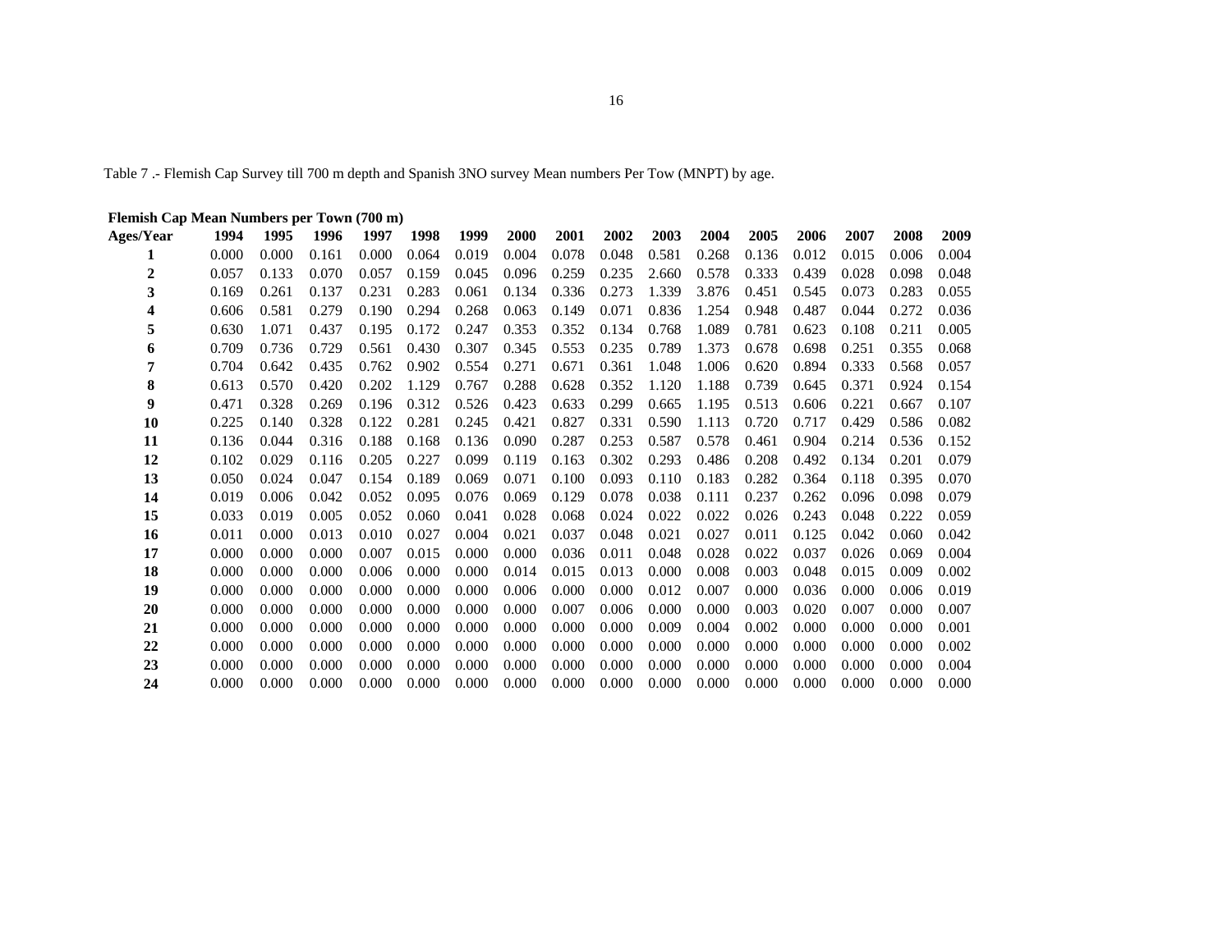Table 7 .- Flemish Cap Survey till 700 m depth and Spanish 3NO survey Mean numbers Per Tow (MNPT) by age.

**Flemish Cap Mean Numbers per Town (700 m)**

| Ages/Year | 1994 | 1995 | 1996 | 1997 | 1998 | 1999 | 2000 | 2001 | 2002 | 2003 | 2004 | 2005 | 2006 | 2007 | 2008 | 2009 |
|---|---|---|---|---|---|---|---|---|---|---|---|---|---|---|---|---|
| **1** | 0.000 | 0.000 | 0.161 | 0.000 | 0.064 | 0.019 | 0.004 | 0.078 | 0.048 | 0.581 | 0.268 | 0.136 | 0.012 | 0.015 | 0.006 | 0.004 |
| **2** | 0.057 | 0.133 | 0.070 | 0.057 | 0.159 | 0.045 | 0.096 | 0.259 | 0.235 | 2.660 | 0.578 | 0.333 | 0.439 | 0.028 | 0.098 | 0.048 |
| **3** | 0.169 | 0.261 | 0.137 | 0.231 | 0.283 | 0.061 | 0.134 | 0.336 | 0.273 | 1.339 | 3.876 | 0.451 | 0.545 | 0.073 | 0.283 | 0.055 |
| **4** | 0.606 | 0.581 | 0.279 | 0.190 | 0.294 | 0.268 | 0.063 | 0.149 | 0.071 | 0.836 | 1.254 | 0.948 | 0.487 | 0.044 | 0.272 | 0.036 |
| **5** | 0.630 | 1.071 | 0.437 | 0.195 | 0.172 | 0.247 | 0.353 | 0.352 | 0.134 | 0.768 | 1.089 | 0.781 | 0.623 | 0.108 | 0.211 | 0.005 |
| **6** | 0.709 | 0.736 | 0.729 | 0.561 | 0.430 | 0.307 | 0.345 | 0.553 | 0.235 | 0.789 | 1.373 | 0.678 | 0.698 | 0.251 | 0.355 | 0.068 |
| **7** | 0.704 | 0.642 | 0.435 | 0.762 | 0.902 | 0.554 | 0.271 | 0.671 | 0.361 | 1.048 | 1.006 | 0.620 | 0.894 | 0.333 | 0.568 | 0.057 |
| **8** | 0.613 | 0.570 | 0.420 | 0.202 | 1.129 | 0.767 | 0.288 | 0.628 | 0.352 | 1.120 | 1.188 | 0.739 | 0.645 | 0.371 | 0.924 | 0.154 |
| **9** | 0.471 | 0.328 | 0.269 | 0.196 | 0.312 | 0.526 | 0.423 | 0.633 | 0.299 | 0.665 | 1.195 | 0.513 | 0.606 | 0.221 | 0.667 | 0.107 |
| **10** | 0.225 | 0.140 | 0.328 | 0.122 | 0.281 | 0.245 | 0.421 | 0.827 | 0.331 | 0.590 | 1.113 | 0.720 | 0.717 | 0.429 | 0.586 | 0.082 |
| **11** | 0.136 | 0.044 | 0.316 | 0.188 | 0.168 | 0.136 | 0.090 | 0.287 | 0.253 | 0.587 | 0.578 | 0.461 | 0.904 | 0.214 | 0.536 | 0.152 |
| **12** | 0.102 | 0.029 | 0.116 | 0.205 | 0.227 | 0.099 | 0.119 | 0.163 | 0.302 | 0.293 | 0.486 | 0.208 | 0.492 | 0.134 | 0.201 | 0.079 |
| **13** | 0.050 | 0.024 | 0.047 | 0.154 | 0.189 | 0.069 | 0.071 | 0.100 | 0.093 | 0.110 | 0.183 | 0.282 | 0.364 | 0.118 | 0.395 | 0.070 |
| **14** | 0.019 | 0.006 | 0.042 | 0.052 | 0.095 | 0.076 | 0.069 | 0.129 | 0.078 | 0.038 | 0.111 | 0.237 | 0.262 | 0.096 | 0.098 | 0.079 |
| **15** | 0.033 | 0.019 | 0.005 | 0.052 | 0.060 | 0.041 | 0.028 | 0.068 | 0.024 | 0.022 | 0.022 | 0.026 | 0.243 | 0.048 | 0.222 | 0.059 |
| **16** | 0.011 | 0.000 | 0.013 | 0.010 | 0.027 | 0.004 | 0.021 | 0.037 | 0.048 | 0.021 | 0.027 | 0.011 | 0.125 | 0.042 | 0.060 | 0.042 |
| **17** | 0.000 | 0.000 | 0.000 | 0.007 | 0.015 | 0.000 | 0.000 | 0.036 | 0.011 | 0.048 | 0.028 | 0.022 | 0.037 | 0.026 | 0.069 | 0.004 |
| **18** | 0.000 | 0.000 | 0.000 | 0.006 | 0.000 | 0.000 | 0.014 | 0.015 | 0.013 | 0.000 | 0.008 | 0.003 | 0.048 | 0.015 | 0.009 | 0.002 |
| **19** | 0.000 | 0.000 | 0.000 | 0.000 | 0.000 | 0.000 | 0.006 | 0.000 | 0.000 | 0.012 | 0.007 | 0.000 | 0.036 | 0.000 | 0.006 | 0.019 |
| **20** | 0.000 | 0.000 | 0.000 | 0.000 | 0.000 | 0.000 | 0.000 | 0.007 | 0.006 | 0.000 | 0.000 | 0.003 | 0.020 | 0.007 | 0.000 | 0.007 |
| **21** | 0.000 | 0.000 | 0.000 | 0.000 | 0.000 | 0.000 | 0.000 | 0.000 | 0.000 | 0.009 | 0.004 | 0.002 | 0.000 | 0.000 | 0.000 | 0.001 |
| **22** | 0.000 | 0.000 | 0.000 | 0.000 | 0.000 | 0.000 | 0.000 | 0.000 | 0.000 | 0.000 | 0.000 | 0.000 | 0.000 | 0.000 | 0.000 | 0.002 |
| **23** | 0.000 | 0.000 | 0.000 | 0.000 | 0.000 | 0.000 | 0.000 | 0.000 | 0.000 | 0.000 | 0.000 | 0.000 | 0.000 | 0.000 | 0.000 | 0.004 |
| **24** | 0.000 | 0.000 | 0.000 | 0.000 | 0.000 | 0.000 | 0.000 | 0.000 | 0.000 | 0.000 | 0.000 | 0.000 | 0.000 | 0.000 | 0.000 | 0.000 |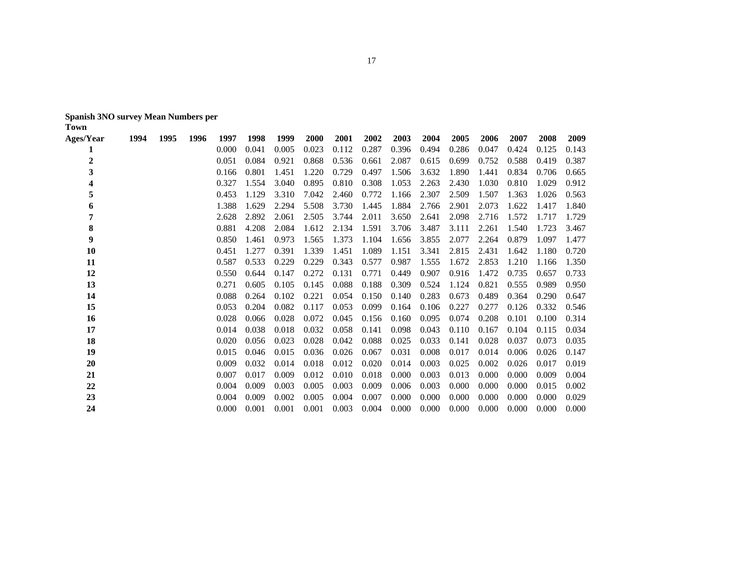**Spanish 3NO survey Mean Numbers per Town**

| Ages/Year | 1994 | 1995 | 1996 | 1997 | 1998 | 1999 | 2000 | 2001 | 2002 | 2003 | 2004 | 2005 | 2006 | 2007 | 2008 | 2009 |
|---|---|---|---|---|---|---|---|---|---|---|---|---|---|---|---|---|
| **1** | | | | 0.000 | 0.041 | 0.005 | 0.023 | 0.112 | 0.287 | 0.396 | 0.494 | 0.286 | 0.047 | 0.424 | 0.125 | 0.143 |
| **2** | | | | 0.051 | 0.084 | 0.921 | 0.868 | 0.536 | 0.661 | 2.087 | 0.615 | 0.699 | 0.752 | 0.588 | 0.419 | 0.387 |
| **3** | | | | 0.166 | 0.801 | 1.451 | 1.220 | 0.729 | 0.497 | 1.506 | 3.632 | 1.890 | 1.441 | 0.834 | 0.706 | 0.665 |
| **4** | | | | 0.327 | 1.554 | 3.040 | 0.895 | 0.810 | 0.308 | 1.053 | 2.263 | 2.430 | 1.030 | 0.810 | 1.029 | 0.912 |
| **5** | | | | 0.453 | 1.129 | 3.310 | 7.042 | 2.460 | 0.772 | 1.166 | 2.307 | 2.509 | 1.507 | 1.363 | 1.026 | 0.563 |
| **6** | | | | 1.388 | 1.629 | 2.294 | 5.508 | 3.730 | 1.445 | 1.884 | 2.766 | 2.901 | 2.073 | 1.622 | 1.417 | 1.840 |
| **7** | | | | 2.628 | 2.892 | 2.061 | 2.505 | 3.744 | 2.011 | 3.650 | 2.641 | 2.098 | 2.716 | 1.572 | 1.717 | 1.729 |
| **8** | | | | 0.881 | 4.208 | 2.084 | 1.612 | 2.134 | 1.591 | 3.706 | 3.487 | 3.111 | 2.261 | 1.540 | 1.723 | 3.467 |
| **9** | | | | 0.850 | 1.461 | 0.973 | 1.565 | 1.373 | 1.104 | 1.656 | 3.855 | 2.077 | 2.264 | 0.879 | 1.097 | 1.477 |
| **10** | | | | 0.451 | 1.277 | 0.391 | 1.339 | 1.451 | 1.089 | 1.151 | 3.341 | 2.815 | 2.431 | 1.642 | 1.180 | 0.720 |
| **11** | | | | 0.587 | 0.533 | 0.229 | 0.229 | 0.343 | 0.577 | 0.987 | 1.555 | 1.672 | 2.853 | 1.210 | 1.166 | 1.350 |
| **12** | | | | 0.550 | 0.644 | 0.147 | 0.272 | 0.131 | 0.771 | 0.449 | 0.907 | 0.916 | 1.472 | 0.735 | 0.657 | 0.733 |
| **13** | | | | 0.271 | 0.605 | 0.105 | 0.145 | 0.088 | 0.188 | 0.309 | 0.524 | 1.124 | 0.821 | 0.555 | 0.989 | 0.950 |
| **14** | | | | 0.088 | 0.264 | 0.102 | 0.221 | 0.054 | 0.150 | 0.140 | 0.283 | 0.673 | 0.489 | 0.364 | 0.290 | 0.647 |
| **15** | | | | 0.053 | 0.204 | 0.082 | 0.117 | 0.053 | 0.099 | 0.164 | 0.106 | 0.227 | 0.277 | 0.126 | 0.332 | 0.546 |
| **16** | | | | 0.028 | 0.066 | 0.028 | 0.072 | 0.045 | 0.156 | 0.160 | 0.095 | 0.074 | 0.208 | 0.101 | 0.100 | 0.314 |
| **17** | | | | 0.014 | 0.038 | 0.018 | 0.032 | 0.058 | 0.141 | 0.098 | 0.043 | 0.110 | 0.167 | 0.104 | 0.115 | 0.034 |
| **18** | | | | 0.020 | 0.056 | 0.023 | 0.028 | 0.042 | 0.088 | 0.025 | 0.033 | 0.141 | 0.028 | 0.037 | 0.073 | 0.035 |
| **19** | | | | 0.015 | 0.046 | 0.015 | 0.036 | 0.026 | 0.067 | 0.031 | 0.008 | 0.017 | 0.014 | 0.006 | 0.026 | 0.147 |
| **20** | | | | 0.009 | 0.032 | 0.014 | 0.018 | 0.012 | 0.020 | 0.014 | 0.003 | 0.025 | 0.002 | 0.026 | 0.017 | 0.019 |
| **21** | | | | 0.007 | 0.017 | 0.009 | 0.012 | 0.010 | 0.018 | 0.000 | 0.003 | 0.013 | 0.000 | 0.000 | 0.009 | 0.004 |
| **22** | | | | 0.004 | 0.009 | 0.003 | 0.005 | 0.003 | 0.009 | 0.006 | 0.003 | 0.000 | 0.000 | 0.000 | 0.015 | 0.002 |
| **23** | | | | 0.004 | 0.009 | 0.002 | 0.005 | 0.004 | 0.007 | 0.000 | 0.000 | 0.000 | 0.000 | 0.000 | 0.000 | 0.029 |
| **24** | | | | 0.000 | 0.001 | 0.001 | 0.001 | 0.003 | 0.004 | 0.000 | 0.000 | 0.000 | 0.000 | 0.000 | 0.000 | 0.000 |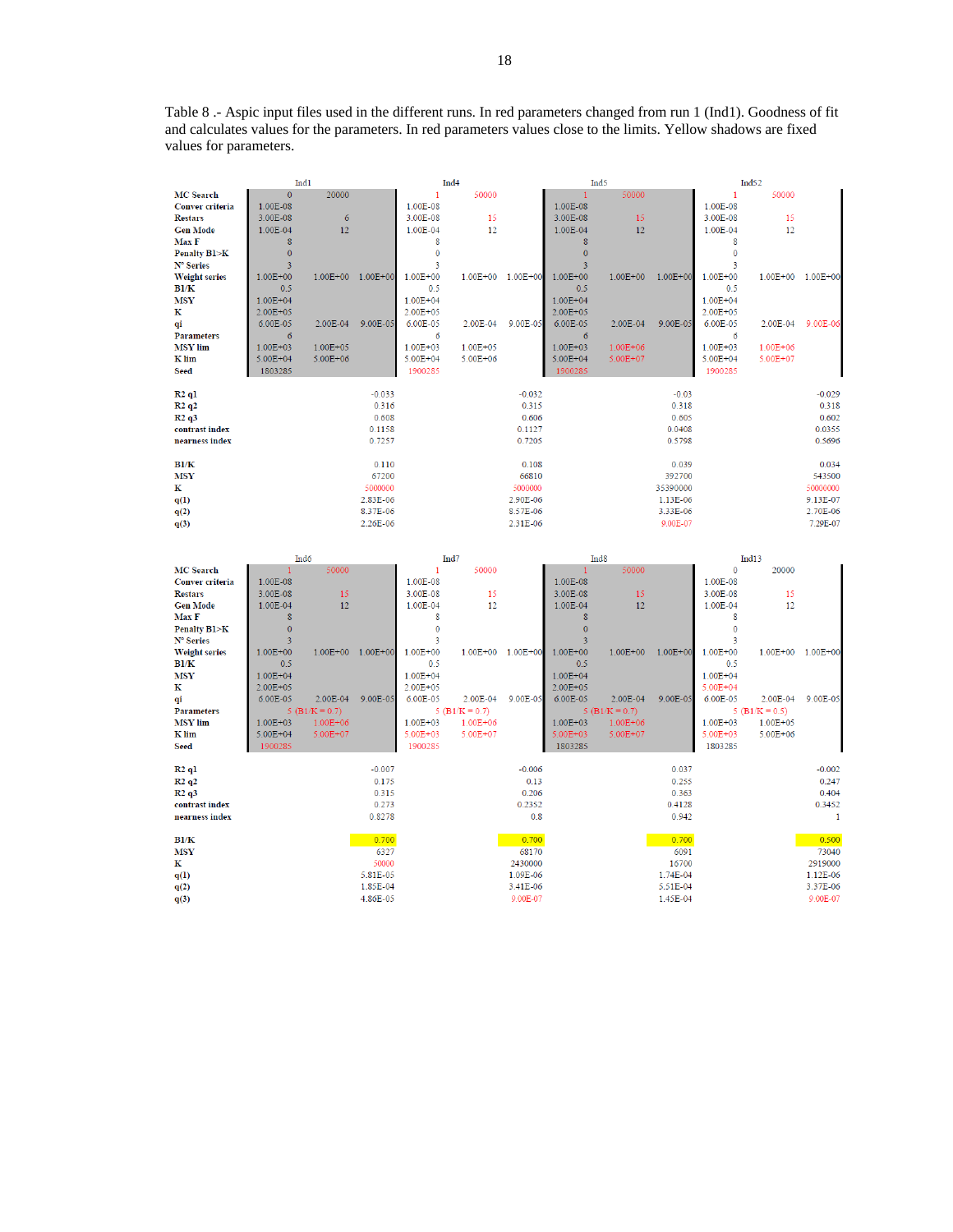Table 8 .- Aspic input files used in the different runs. In red parameters changed from run 1 (Ind1). Goodness of fit and calculates values for the parameters. In red parameters values close to the limits. Yellow shadows are fixed values for parameters.

| | Ind1 | | | Ind4 | | | Ind5 | | | Ind52 | | |
|---|---|---|---|---|---|---|---|---|---|---|---|---|
| MC Search | 0 | 20000 | | 1 | 50000 | | 1 | 50000 | | 1 | 50000 | |
| Conver criteria | 1.00E-08 | | | 1.00E-08 | | | 1.00E-08 | | | 1.00E-08 | | |
| Restars | 3.00E-08 | 6 | | 3.00E-08 | 15 | | 3.00E-08 | 15 | | 3.00E-08 | 15 | |
| Gen Mode | 1.00E-04 | 12 | | 1.00E-04 | 12 | | 1.00E-04 | 12 | | 1.00E-04 | 12 | |
| Max F | 8 | | | 8 | | | 8 | | | 8 | | |
| Penalty B1>K | 0 | | | 0 | | | 0 | | | 0 | | |
| N° Series | 3 | | | 3 | | | 3 | | | 3 | | |
| Weight series | 1.00E+00 | 1.00E+00 | 1.00E+00 | 1.00E+00 | 1.00E+00 | 1.00E+00 | 1.00E+00 | 1.00E+00 | 1.00E+00 | 1.00E+00 | 1.00E+00 | 1.00E+00 |
| B1/K | 0.5 | | | 0.5 | | | 0.5 | | | 0.5 | | |
| MSY | 1.00E+04 | | | 1.00E+04 | | | 1.00E+04 | | | 1.00E+04 | | |
| K | 2.00E+05 | | | 2.00E+05 | | | 2.00E+05 | | | 2.00E+05 | | |
| qi | 6.00E-05 | 2.00E-04 | 9.00E-05 | 6.00E-05 | 2.00E-04 | 9.00E-05 | 6.00E-05 | 2.00E-04 | 9.00E-05 | 6.00E-05 | 2.00E-04 | 9.00E-06 |
| Parameters | 6 | | | 6 | | | 6 | | | 6 | | |
| MSY lim | 1.00E+03 | 1.00E+05 | | 1.00E+03 | 1.00E+05 | | 1.00E+03 | 1.00E+06 | | 1.00E+03 | 1.00E+06 | |
| K lim | 5.00E+04 | 5.00E+06 | | 5.00E+04 | 5.00E+06 | | 5.00E+04 | 5.00E+07 | | 5.00E+04 | 5.00E+07 | |
| Seed | 1803285 | | | 1900285 | | | 1900285 | | | 1900285 | | |
| | | | | | | | | | | | | |
| R2 q1 | | | -0.033 | | | -0.032 | | | -0.03 | | | -0.029 |
| R2 q2 | | | 0.316 | | | 0.315 | | | 0.318 | | | 0.318 |
| R2 q3 | | | 0.608 | | | 0.606 | | | 0.605 | | | 0.602 |
| contrast index | | | 0.1158 | | | 0.1127 | | | 0.0408 | | | 0.0355 |
| nearness index | | | 0.7257 | | | 0.7205 | | | 0.5798 | | | 0.5696 |
| | | | | | | | | | | | | |
| B1/K | | | 0.110 | | | 0.108 | | | 0.039 | | | 0.034 |
| MSY | | | 67200 | | | 66810 | | | 392700 | | | 543500 |
| K | | | 5000000 | | | 5000000 | | | 35390000 | | | 50000000 |
| q(1) | | | 2.83E-06 | | | 2.90E-06 | | | 1.13E-06 | | | 9.13E-07 |
| q(2) | | | 8.37E-06 | | | 8.57E-06 | | | 3.33E-06 | | | 2.70E-06 |
| q(3) | | | 2.26E-06 | | | 2.31E-06 | | | 9.00E-07 | | | 7.29E-07 |

| | Ind6 | | | Ind7 | | | Ind8 | | | Ind13 | | |
|---|---|---|---|---|---|---|---|---|---|---|---|---|
| MC Search | 1 | 50000 | | 1 | 50000 | | 1 | 50000 | | 0 | 20000 | |
| Conver criteria | 1.00E-08 | | | 1.00E-08 | | | 1.00E-08 | | | 1.00E-08 | | |
| Restars | 3.00E-08 | 15 | | 3.00E-08 | 15 | | 3.00E-08 | 15 | | 3.00E-08 | 15 | |
| Gen Mode | 1.00E-04 | 12 | | 1.00E-04 | 12 | | 1.00E-04 | 12 | | 1.00E-04 | 12 | |
| Max F | 8 | | | 8 | | | 8 | | | 8 | | |
| Penalty B1>K | 0 | | | 0 | | | 0 | | | 0 | | |
| N° Series | 3 | | | 3 | | | 3 | | | 3 | | |
| Weight series | 1.00E+00 | 1.00E+00 | 1.00E+00 | 1.00E+00 | 1.00E+00 | 1.00E+00 | 1.00E+00 | 1.00E+00 | 1.00E+00 | 1.00E+00 | 1.00E+00 | 1.00E+00 |
| B1/K | 0.5 | | | 0.5 | | | 0.5 | | | 0.5 | | |
| MSY | 1.00E+04 | | | 1.00E+04 | | | 1.00E+04 | | | 1.00E+04 | | |
| K | 2.00E+05 | | | 2.00E+05 | | | 2.00E+05 | | | 5.00E+04 | | |
| qi | 6.00E-05 | 2.00E-04 | 9.00E-05 | 6.00E-05 | 2.00E-04 | 9.00E-05 | 6.00E-05 | 2.00E-04 | 9.00E-05 | 6.00E-05 | 2.00E-04 | 9.00E-05 |
| Parameters | 5 (B1/K = 0.7) | | | 5 (B1/K = 0.7) | | | 5 (B1/K = 0.7) | | | 5 (B1/K = 0.5) | | |
| MSY lim | 1.00E+03 | 1.00E+06 | | 1.00E+03 | 1.00E+06 | | 1.00E+03 | 1.00E+06 | | 1.00E+03 | 1.00E+05 | |
| K lim | 5.00E+04 | 5.00E+07 | | 5.00E+03 | 5.00E+07 | | 5.00E+03 | 5.00E+07 | | 5.00E+03 | 5.00E+06 | |
| Seed | 1900285 | | | 1900285 | | | 1803285 | | | 1803285 | | |
| | | | | | | | | | | | | |
| R2 q1 | | | -0.007 | | | -0.006 | | | 0.037 | | | -0.002 |
| R2 q2 | | | 0.175 | | | 0.13 | | | 0.255 | | | 0.247 |
| R2 q3 | | | 0.315 | | | 0.206 | | | 0.363 | | | 0.404 |
| contrast index | | | 0.273 | | | 0.2352 | | | 0.4128 | | | 0.3452 |
| nearness index | | | 0.8278 | | | 0.8 | | | 0.942 | | | 1 |
| | | | | | | | | | | | | |
| B1/K | | | 0.700 | | | 0.700 | | | 0.700 | | | 0.500 |
| MSY | | | 6327 | | | 68170 | | | 6091 | | | 73040 |
| K | | | 50000 | | | 2430000 | | | 16700 | | | 2919000 |
| q(1) | | | 5.81E-05 | | | 1.09E-06 | | | 1.74E-04 | | | 1.12E-06 |
| q(2) | | | 1.85E-04 | | | 3.41E-06 | | | 5.51E-04 | | | 3.37E-06 |
| q(3) | | | 4.80E-05 | | | 9.00E-07 | | | 1.45E-04 | | | 9.00E-07 |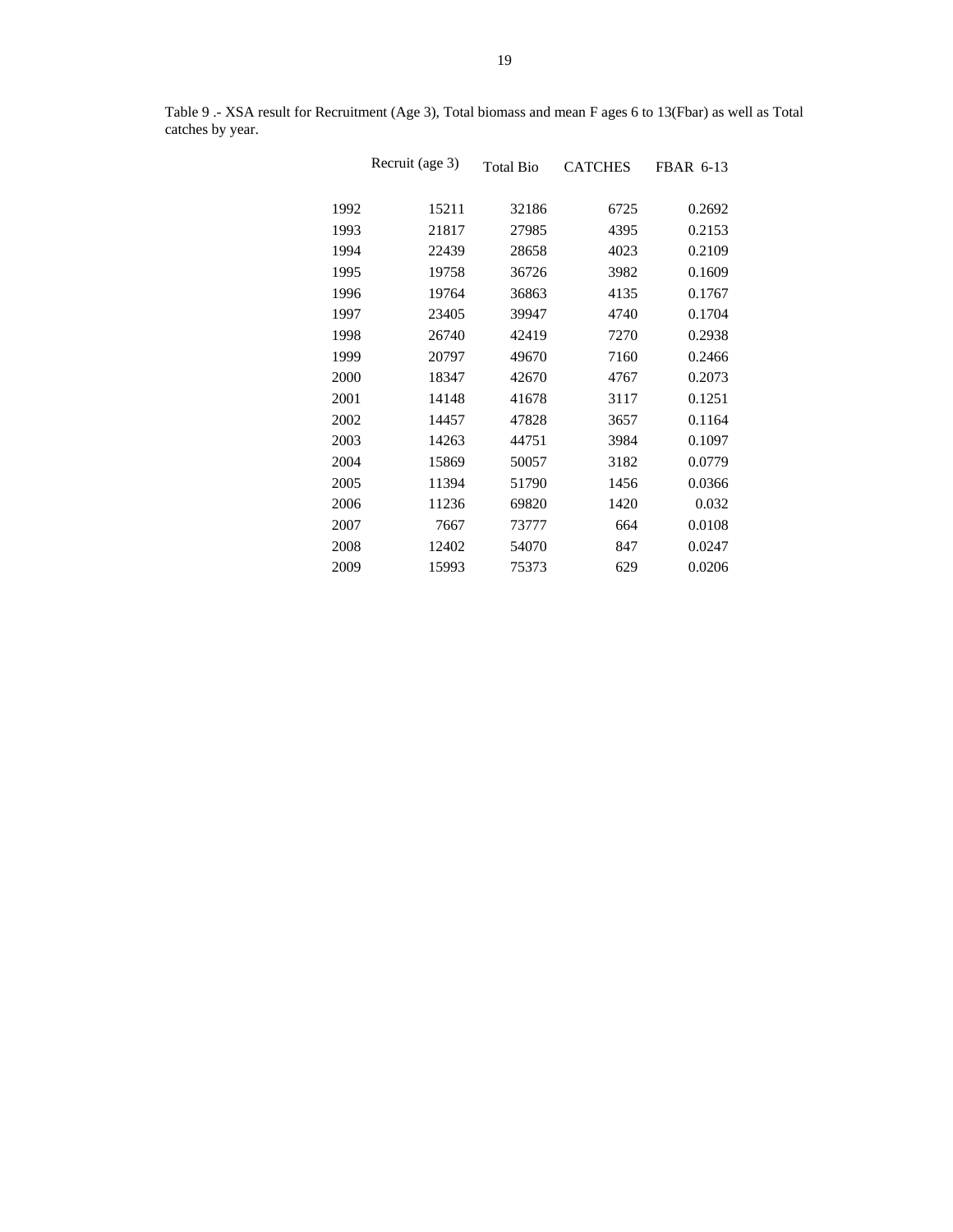Table 9 .- XSA result for Recruitment (Age 3), Total biomass and mean F ages 6 to 13(Fbar) as well as Total catches by year.

| | Recruit (age 3) | Total Bio | CATCHES | FBAR 6-13 |
|---|---|---|---|---|
| 1992 | 15211 | 32186 | 6725 | 0.2692 |
| 1993 | 21817 | 27985 | 4395 | 0.2153 |
| 1994 | 22439 | 28658 | 4023 | 0.2109 |
| 1995 | 19758 | 36726 | 3982 | 0.1609 |
| 1996 | 19764 | 36863 | 4135 | 0.1767 |
| 1997 | 23405 | 39947 | 4740 | 0.1704 |
| 1998 | 26740 | 42419 | 7270 | 0.2938 |
| 1999 | 20797 | 49670 | 7160 | 0.2466 |
| 2000 | 18347 | 42670 | 4767 | 0.2073 |
| 2001 | 14148 | 41678 | 3117 | 0.1251 |
| 2002 | 14457 | 47828 | 3657 | 0.1164 |
| 2003 | 14263 | 44751 | 3984 | 0.1097 |
| 2004 | 15869 | 50057 | 3182 | 0.0779 |
| 2005 | 11394 | 51790 | 1456 | 0.0366 |
| 2006 | 11236 | 69820 | 1420 | 0.032 |
| 2007 | 7667 | 73777 | 664 | 0.0108 |
| 2008 | 12402 | 54070 | 847 | 0.0247 |
| 2009 | 15993 | 75373 | 629 | 0.0206 |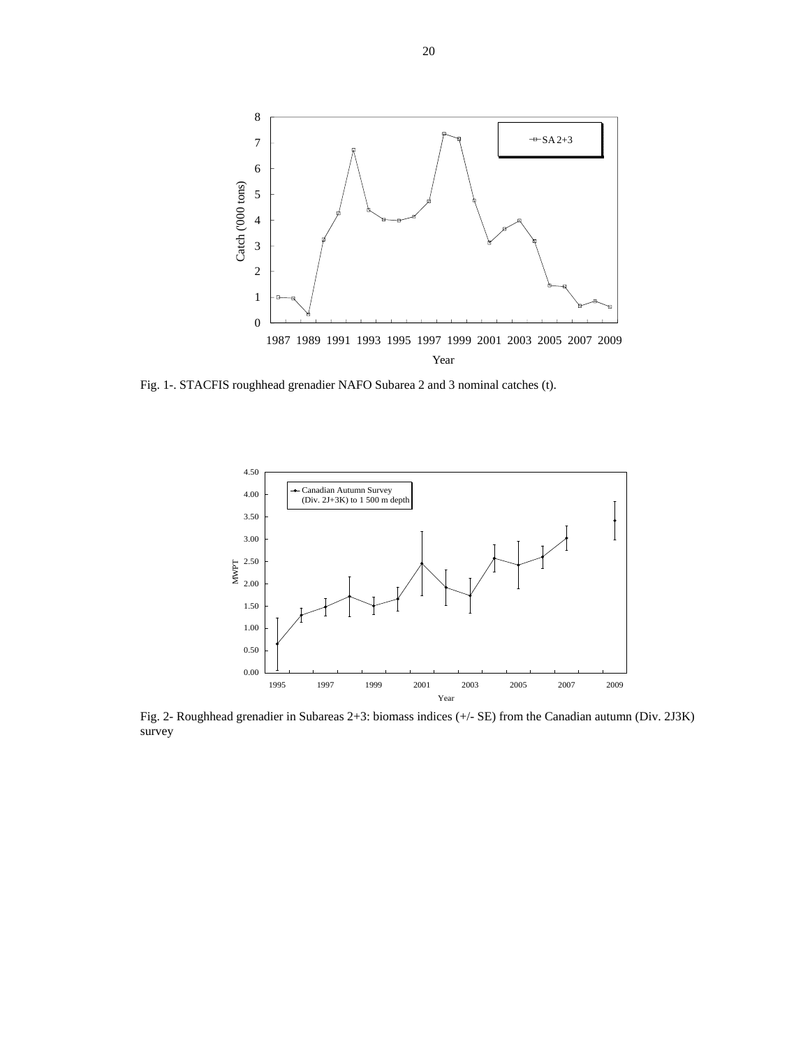Fig. 1-. STACFIS roughhead grenadier NAFO Subarea 2 and 3 nominal catches (t).

Fig. 2- Roughhead grenadier in Subareas 2+3: biomass indices (+/- SE) from the Canadian autumn (Div. 2J3K) survey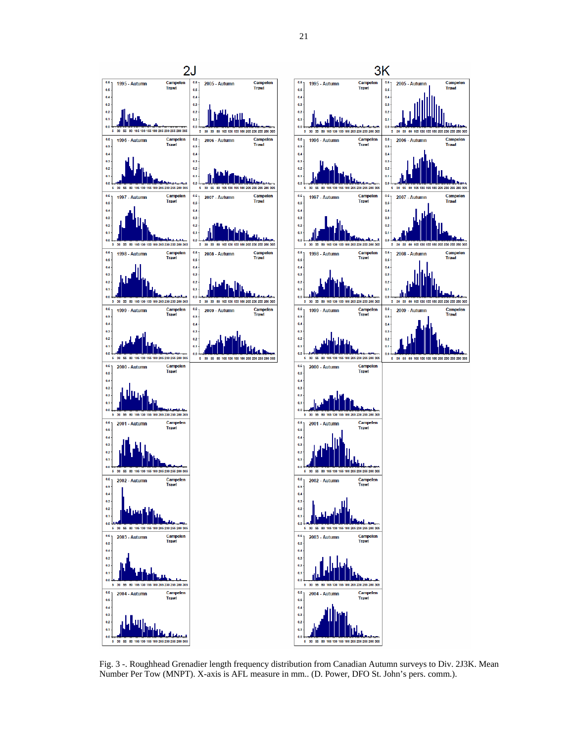Fig. 3 -. Roughhead Grenadier length frequency distribution from Canadian Autumn surveys to Div. 2J3K. Mean Number Per Tow (MNPT). X-axis is AFL measure in mm.. (D. Power, DFO St. John's pers. comm.).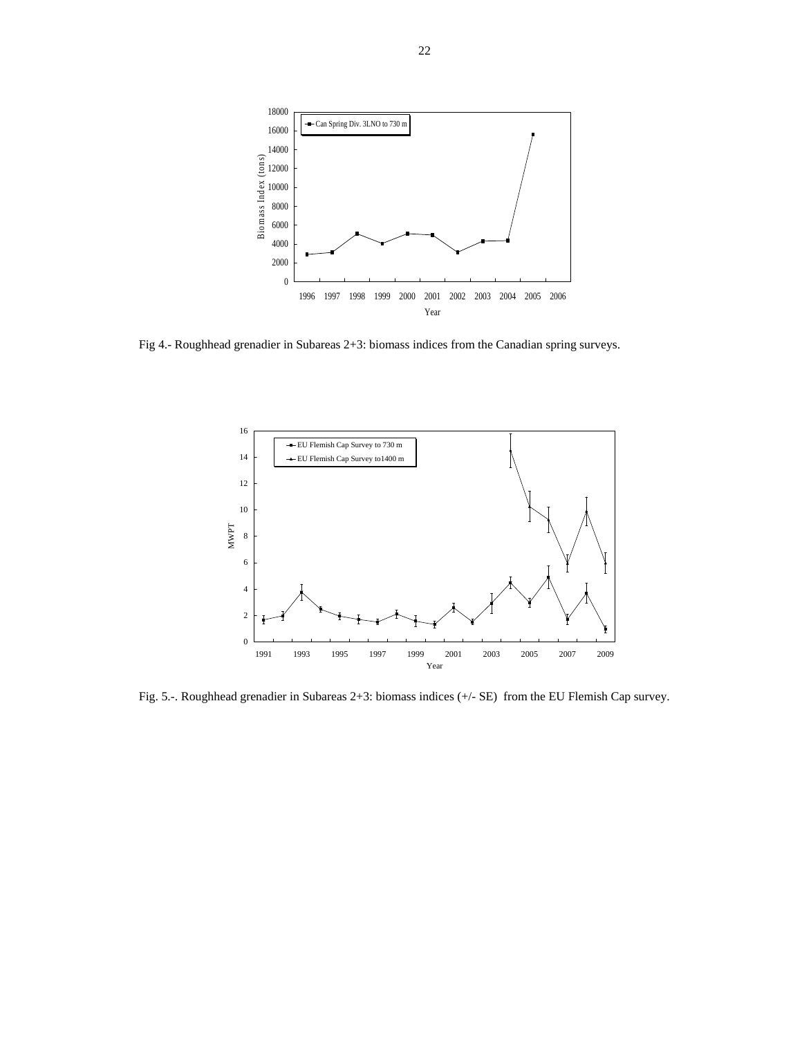Fig 4.- Roughhead grenadier in Subareas 2+3: biomass indices from the Canadian spring surveys.

Fig. 5.-. Roughhead grenadier in Subareas 2+3: biomass indices (+/- SE) from the EU Flemish Cap survey.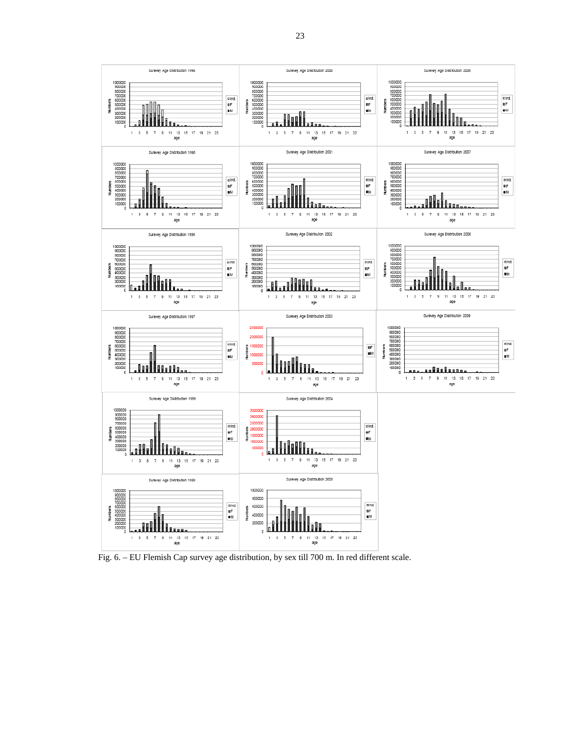Fig. 6. – EU Flemish Cap survey age distribution, by sex till 700 m. In red different scale.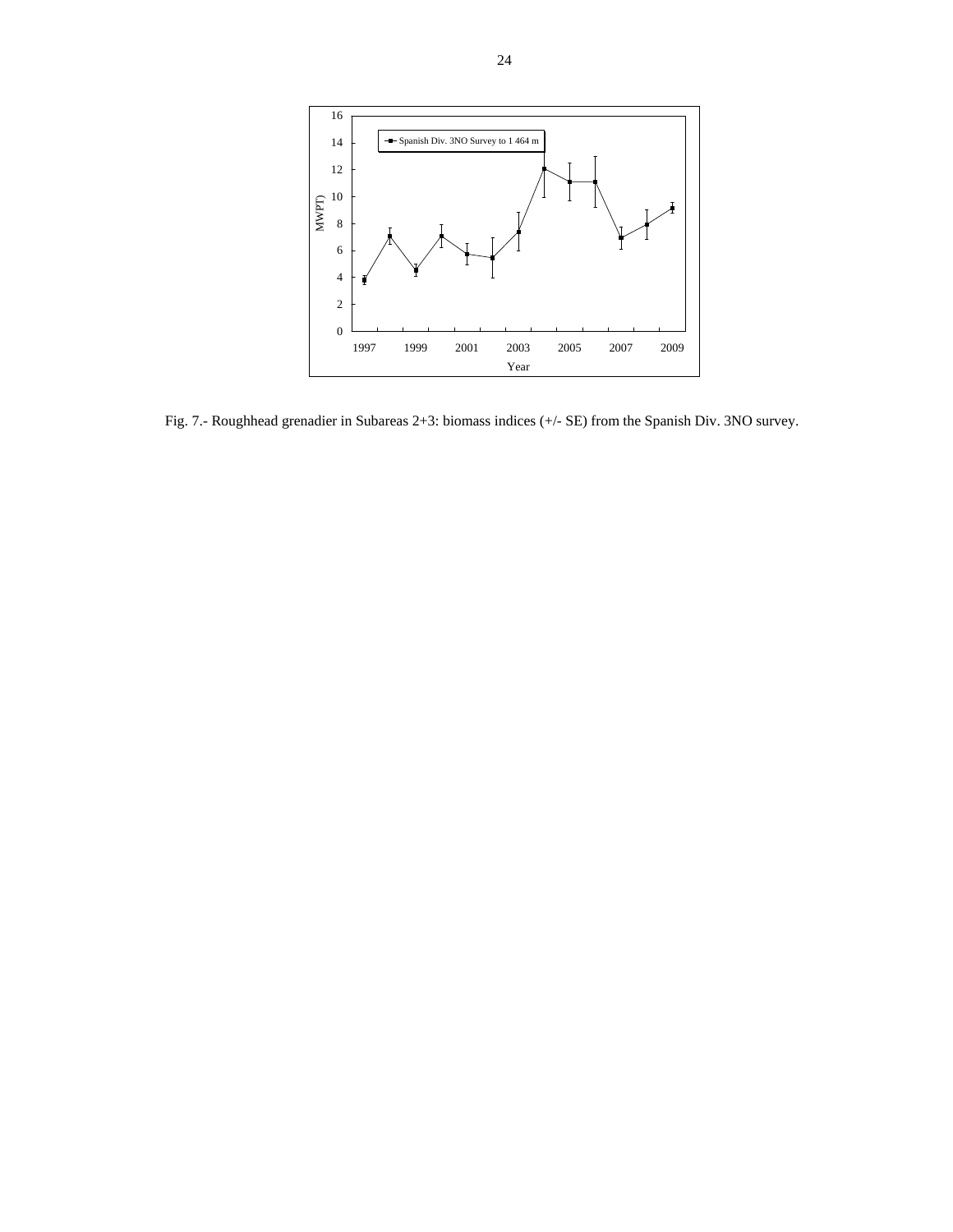Fig. 7.- Roughhead grenadier in Subareas 2+3: biomass indices (+/- SE) from the Spanish Div. 3NO survey.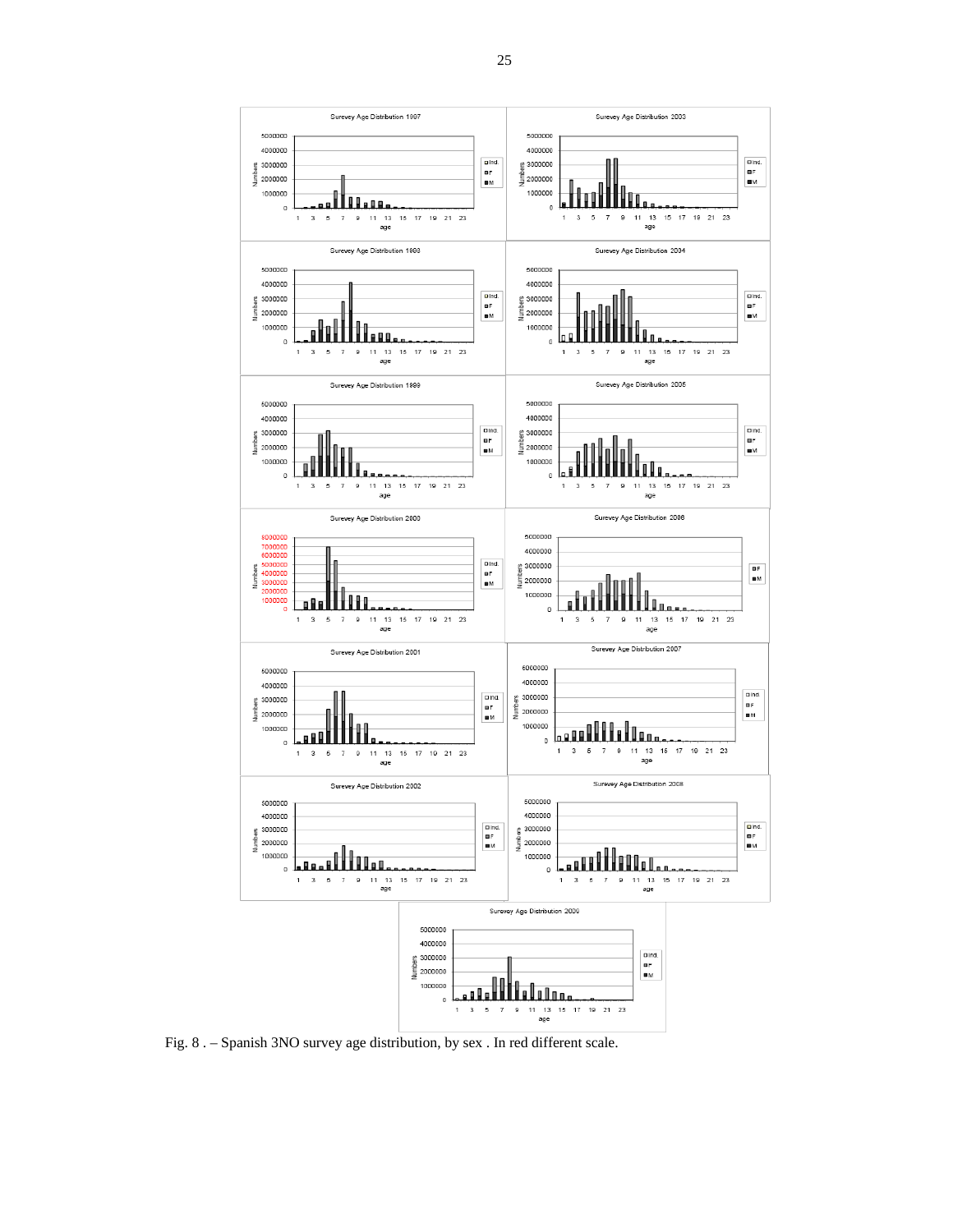Fig. 8 . – Spanish 3NO survey age distribution, by sex . In red different scale.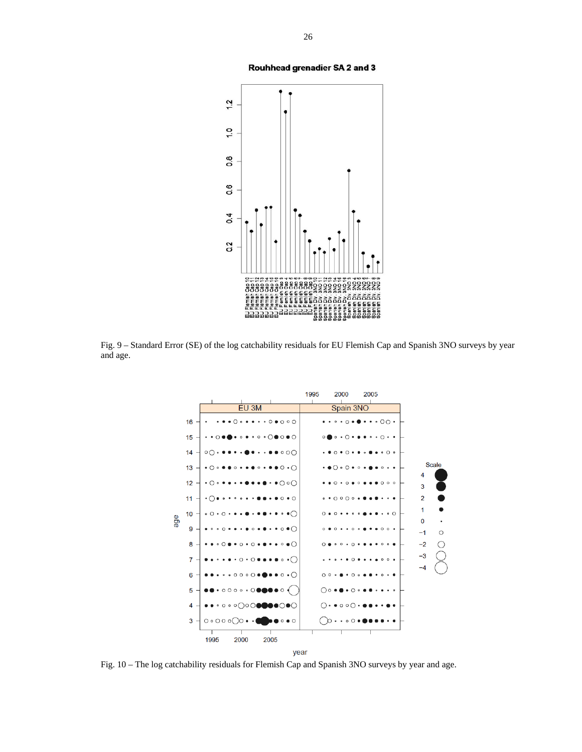Fig. 9 – Standard Error (SE) of the log catchability residuals for EU Flemish Cap and Spanish 3NO surveys by year and age.

Fig. 10 – The log catchability residuals for Flemish Cap and Spanish 3NO surveys by year and age.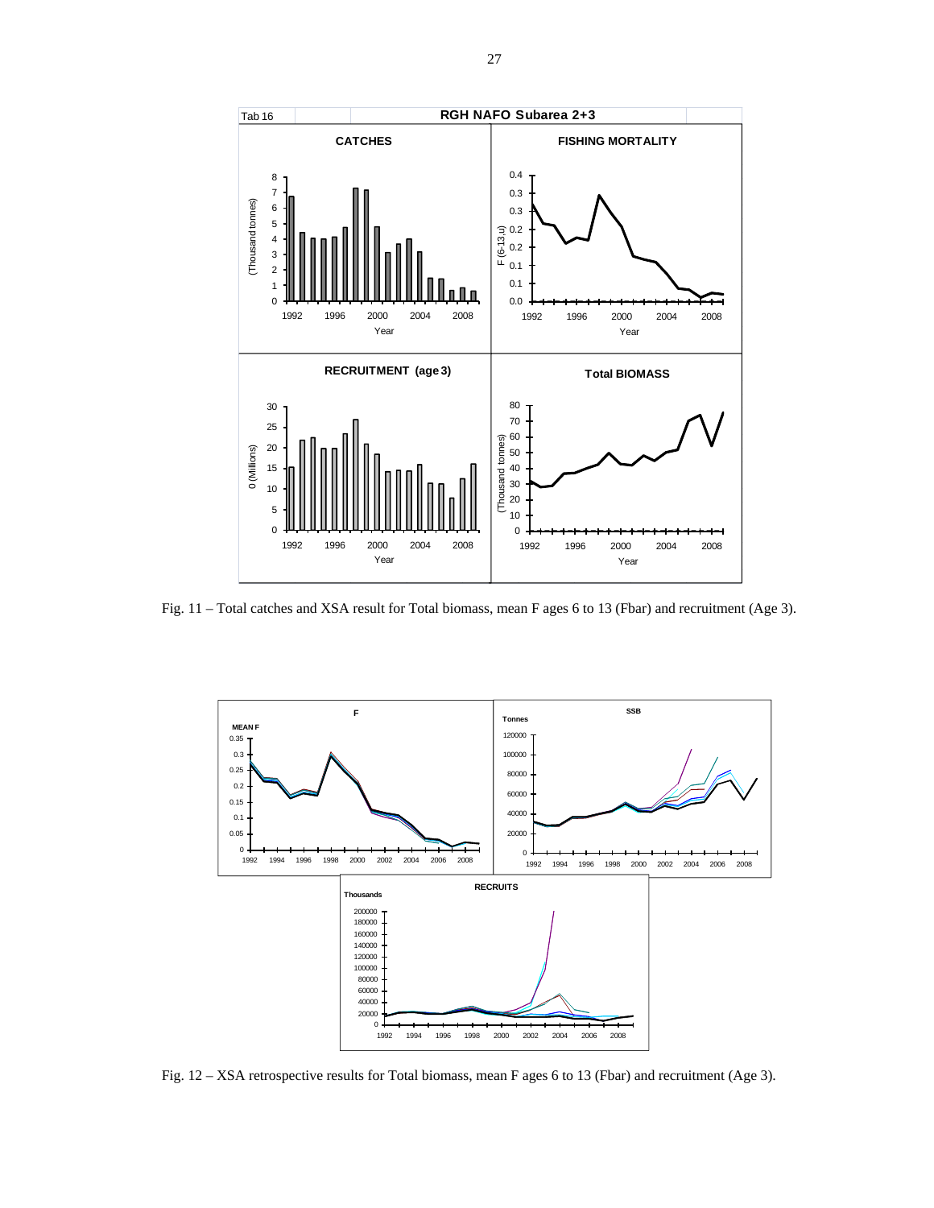Fig. 11 – Total catches and XSA result for Total biomass, mean F ages 6 to 13 (Fbar) and recruitment (Age 3).

Fig. 12 – XSA retrospective results for Total biomass, mean F ages 6 to 13 (Fbar) and recruitment (Age 3).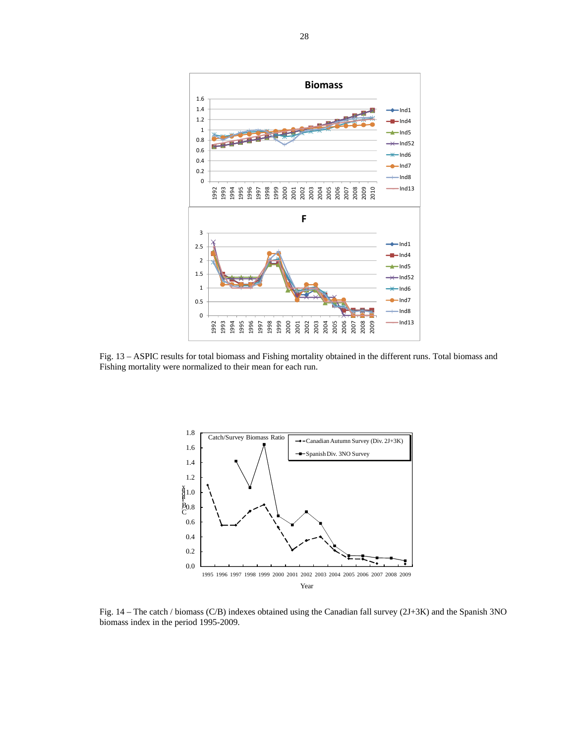Fig. 13 – ASPIC results for total biomass and Fishing mortality obtained in the different runs. Total biomass and Fishing mortality were normalized to their mean for each run.

Fig. 14 – The catch / biomass (C/B) indexes obtained using the Canadian fall survey (2J+3K) and the Spanish 3NO biomass index in the period 1995-2009.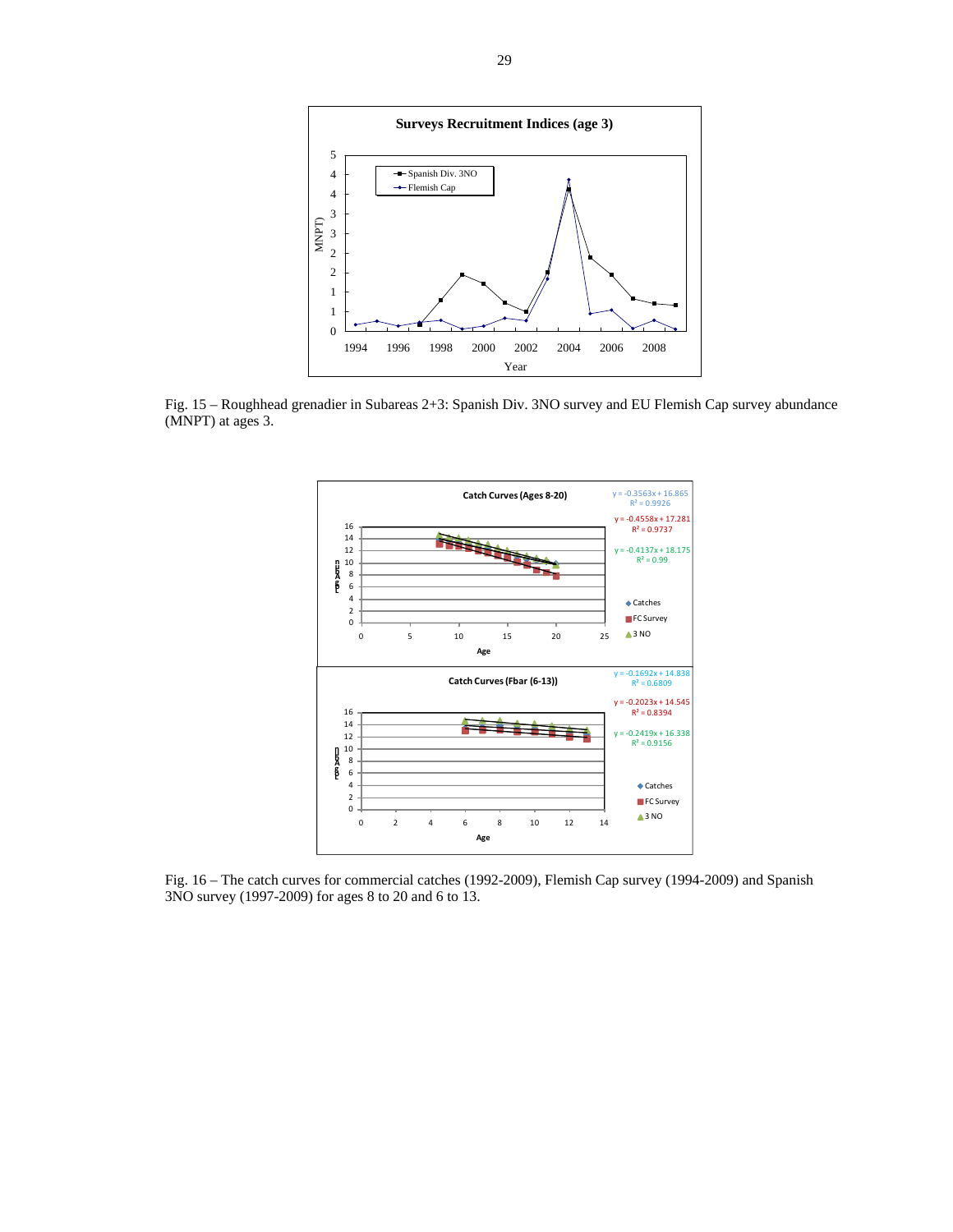**Surveys Recruitment Indices (age 3)**

5
4
4
3
3
2
2
1
1
0

MNPT)

Spanish Div. 3NO
Flemish Cap

1994 1996 1998 2000 2002 2004 2006 2008

Year

Fig. 15 – Roughhead grenadier in Subareas 2+3: Spanish Div. 3NO survey and EU Flemish Cap survey abundance (MNPT) at ages 3.

**Catch Curves (Ages 8-20)**

$y = -0.3563x + 16.865$
$R^2 = 0.9926$

$y = -0.4558x + 17.281$
$R^2 = 0.9737$

$y = -0.4137x + 18.175$
$R^2 = 0.99$

16
14
12
10
8
6
4
2
0

0 5 10 15 20 25

Age

Catches
FC Survey
3 NO

**Catch Curves (Fbar (6-13))**

$y = -0.1692x + 14.838$
$R^2 = 0.6809$

$y = -0.2023x + 14.545$
$R^2 = 0.8394$

$y = -0.2419x + 16.338$
$R^2 = 0.9156$

16
14
12
10
8
6
4
2
0

0 2 4 6 8 10 12 14

Age

Catches
FC Survey
3 NO

Fig. 16 – The catch curves for commercial catches (1992-2009), Flemish Cap survey (1994-2009) and Spanish 3NO survey (1997-2009) for ages 8 to 20 and 6 to 13.